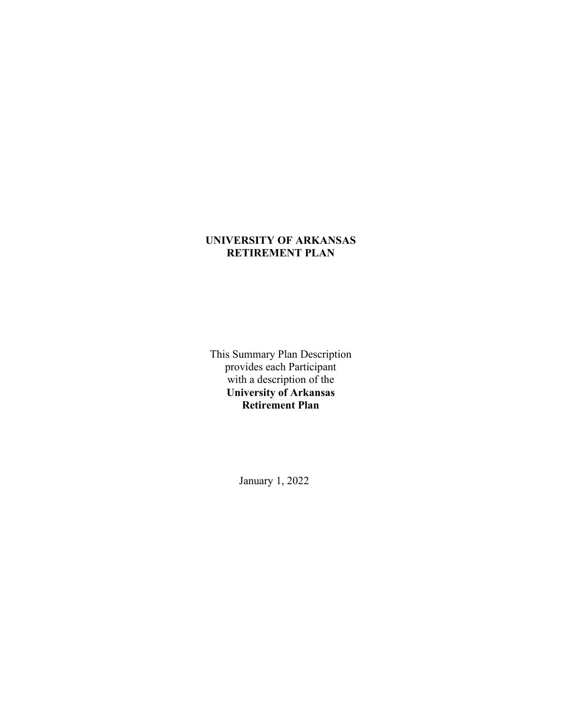# UNIVERSITY OF ARKANSAS
# RETIREMENT PLAN

This Summary Plan Description
provides each Participant
with a description of the
**University of Arkansas**
**Retirement Plan**

January 1, 2022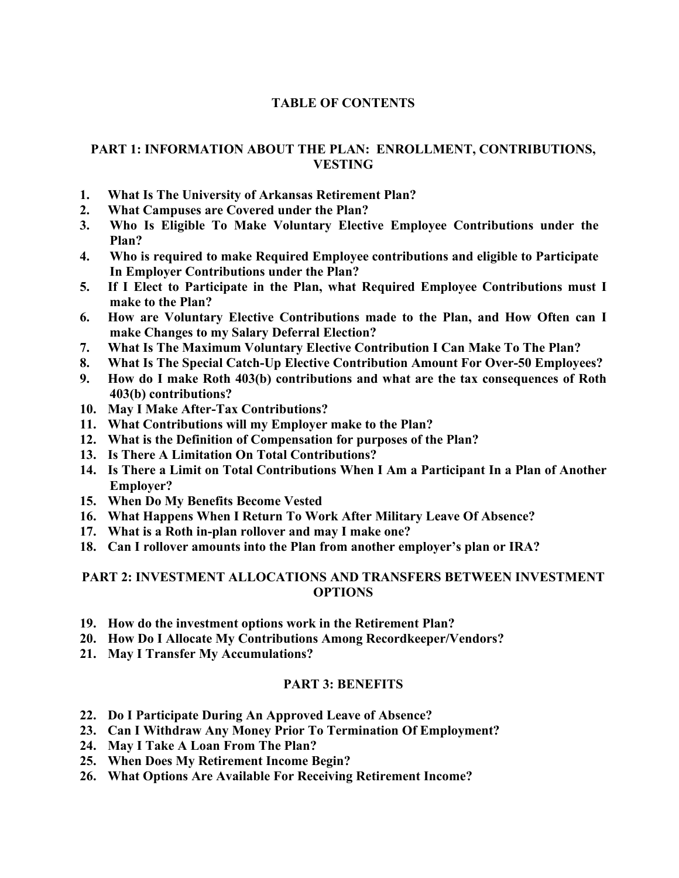# TABLE OF CONTENTS

## PART 1: INFORMATION ABOUT THE PLAN: ENROLLMENT, CONTRIBUTIONS, VESTING

1. **What Is The University of Arkansas Retirement Plan?**
2. **What Campuses are Covered under the Plan?**
3. **Who Is Eligible To Make Voluntary Elective Employee Contributions under the Plan?**
4. **Who is required to make Required Employee contributions and eligible to Participate In Employer Contributions under the Plan?**
5. **If I Elect to Participate in the Plan, what Required Employee Contributions must I make to the Plan?**
6. **How are Voluntary Elective Contributions made to the Plan, and How Often can I make Changes to my Salary Deferral Election?**
7. **What Is The Maximum Voluntary Elective Contribution I Can Make To The Plan?**
8. **What Is The Special Catch-Up Elective Contribution Amount For Over-50 Employees?**
9. **How do I make Roth 403(b) contributions and what are the tax consequences of Roth 403(b) contributions?**
10. **May I Make After-Tax Contributions?**
11. **What Contributions will my Employer make to the Plan?**
12. **What is the Definition of Compensation for purposes of the Plan?**
13. **Is There A Limitation On Total Contributions?**
14. **Is There a Limit on Total Contributions When I Am a Participant In a Plan of Another Employer?**
15. **When Do My Benefits Become Vested**
16. **What Happens When I Return To Work After Military Leave Of Absence?**
17. **What is a Roth in-plan rollover and may I make one?**
18. **Can I rollover amounts into the Plan from another employer's plan or IRA?**

## PART 2: INVESTMENT ALLOCATIONS AND TRANSFERS BETWEEN INVESTMENT OPTIONS

19. **How do the investment options work in the Retirement Plan?**
20. **How Do I Allocate My Contributions Among Recordkeeper/Vendors?**
21. **May I Transfer My Accumulations?**

## PART 3: BENEFITS

22. **Do I Participate During An Approved Leave of Absence?**
23. **Can I Withdraw Any Money Prior To Termination Of Employment?**
24. **May I Take A Loan From The Plan?**
25. **When Does My Retirement Income Begin?**
26. **What Options Are Available For Receiving Retirement Income?**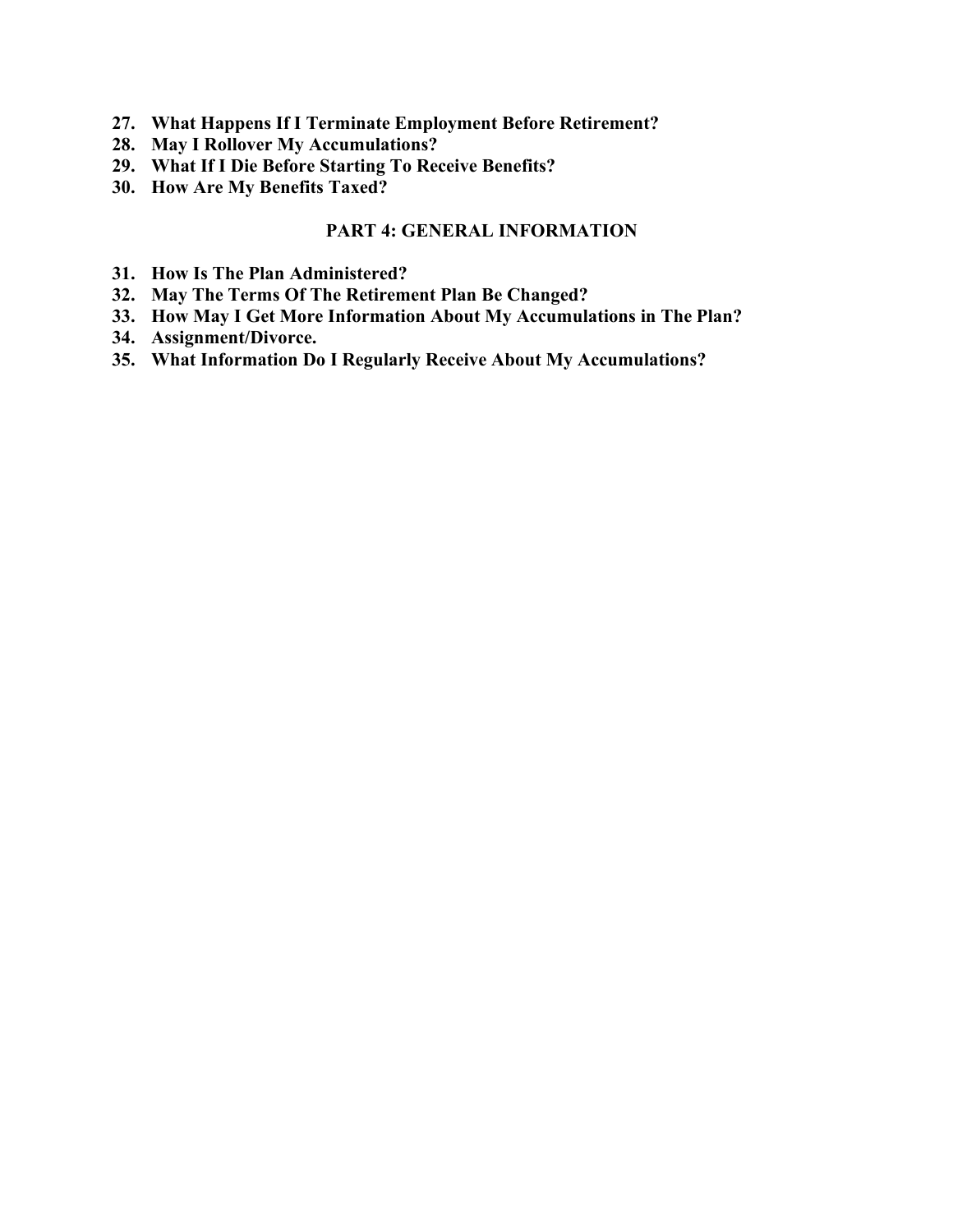27. **What Happens If I Terminate Employment Before Retirement?**
28. **May I Rollover My Accumulations?**
29. **What If I Die Before Starting To Receive Benefits?**
30. **How Are My Benefits Taxed?**

## PART 4: GENERAL INFORMATION

31. **How Is The Plan Administered?**
32. **May The Terms Of The Retirement Plan Be Changed?**
33. **How May I Get More Information About My Accumulations in The Plan?**
34. **Assignment/Divorce.**
35. **What Information Do I Regularly Receive About My Accumulations?**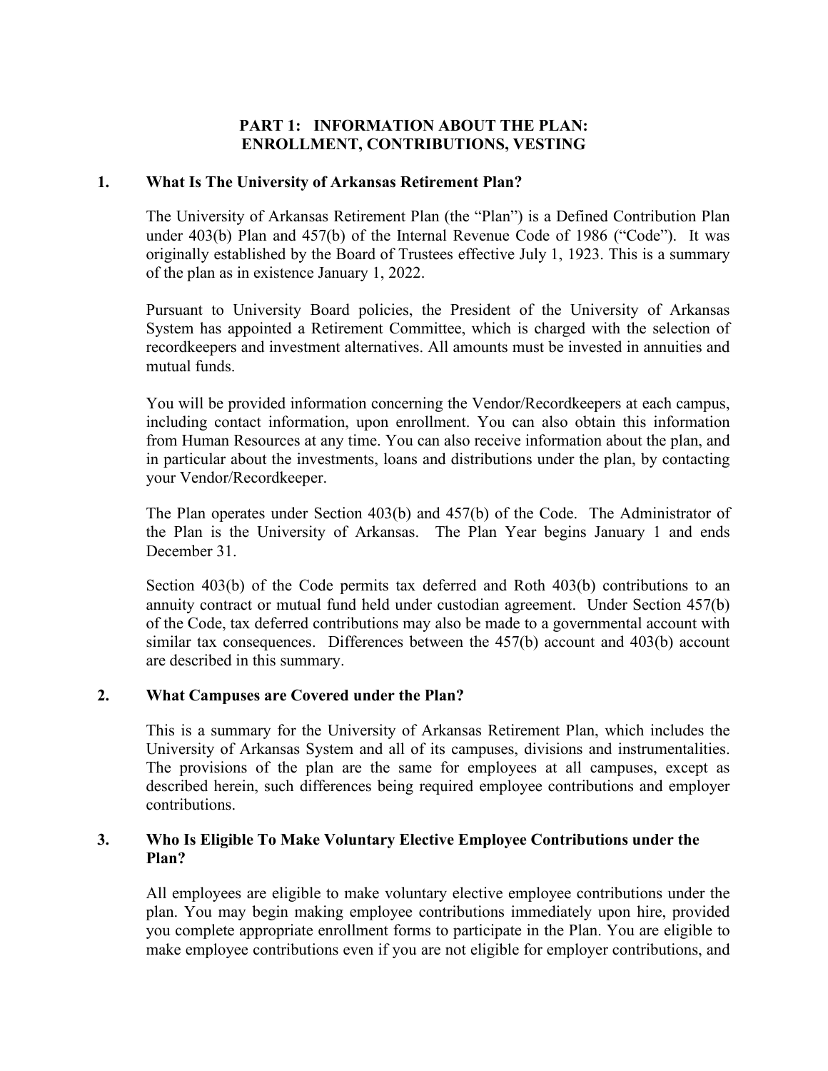## PART 1: INFORMATION ABOUT THE PLAN: ENROLLMENT, CONTRIBUTIONS, VESTING

### 1. What Is The University of Arkansas Retirement Plan?

The University of Arkansas Retirement Plan (the "Plan") is a Defined Contribution Plan under 403(b) Plan and 457(b) of the Internal Revenue Code of 1986 ("Code"). It was originally established by the Board of Trustees effective July 1, 1923. This is a summary of the plan as in existence January 1, 2022.

Pursuant to University Board policies, the President of the University of Arkansas System has appointed a Retirement Committee, which is charged with the selection of recordkeepers and investment alternatives. All amounts must be invested in annuities and mutual funds.

You will be provided information concerning the Vendor/Recordkeepers at each campus, including contact information, upon enrollment. You can also obtain this information from Human Resources at any time. You can also receive information about the plan, and in particular about the investments, loans and distributions under the plan, by contacting your Vendor/Recordkeeper.

The Plan operates under Section 403(b) and 457(b) of the Code. The Administrator of the Plan is the University of Arkansas. The Plan Year begins January 1 and ends December 31.

Section 403(b) of the Code permits tax deferred and Roth 403(b) contributions to an annuity contract or mutual fund held under custodian agreement. Under Section 457(b) of the Code, tax deferred contributions may also be made to a governmental account with similar tax consequences. Differences between the 457(b) account and 403(b) account are described in this summary.

### 2. What Campuses are Covered under the Plan?

This is a summary for the University of Arkansas Retirement Plan, which includes the University of Arkansas System and all of its campuses, divisions and instrumentalities. The provisions of the plan are the same for employees at all campuses, except as described herein, such differences being required employee contributions and employer contributions.

### 3. Who Is Eligible To Make Voluntary Elective Employee Contributions under the Plan?

All employees are eligible to make voluntary elective employee contributions under the plan. You may begin making employee contributions immediately upon hire, provided you complete appropriate enrollment forms to participate in the Plan. You are eligible to make employee contributions even if you are not eligible for employer contributions, and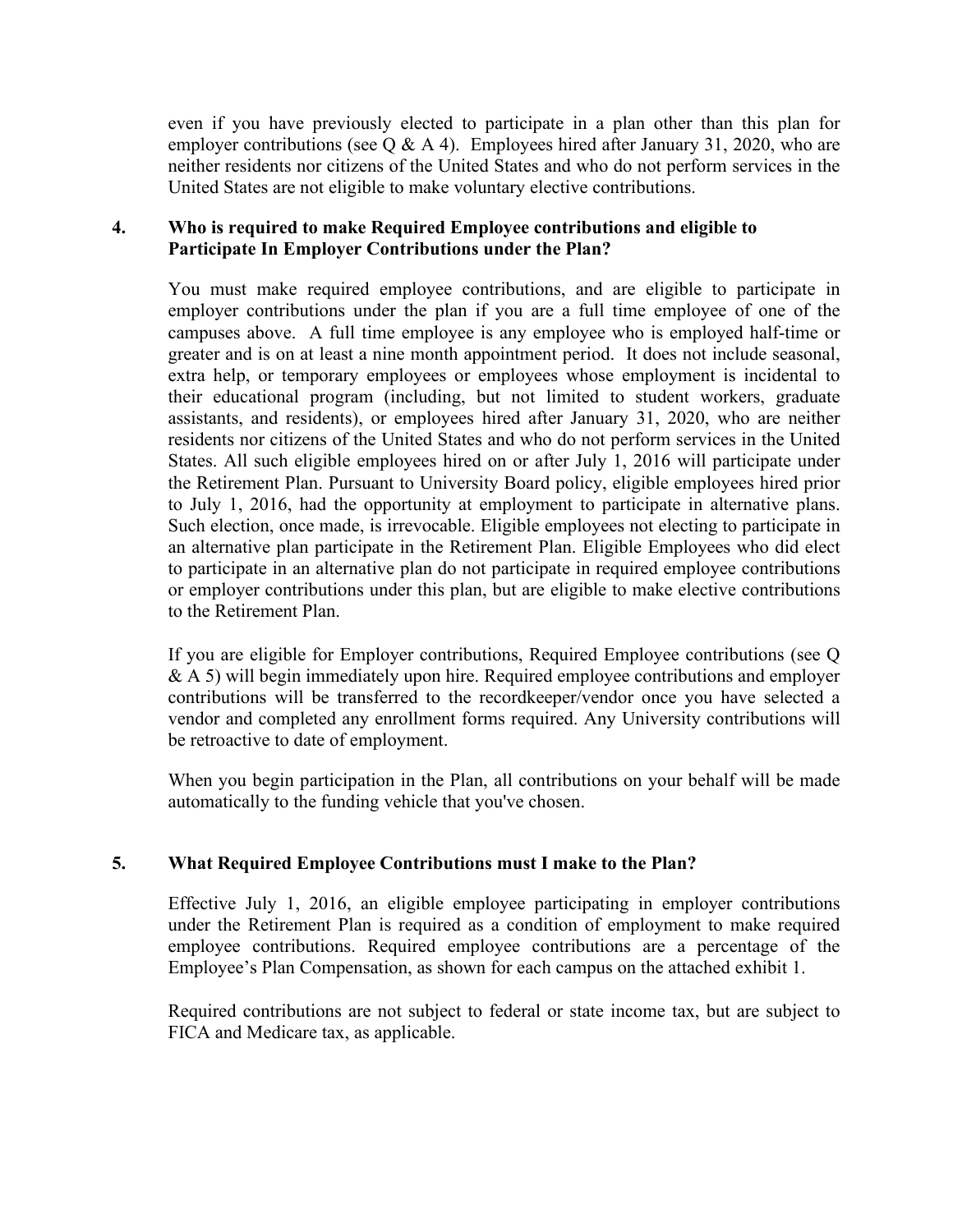even if you have previously elected to participate in a plan other than this plan for employer contributions (see Q & A 4). Employees hired after January 31, 2020, who are neither residents nor citizens of the United States and who do not perform services in the United States are not eligible to make voluntary elective contributions.

### 4. Who is required to make Required Employee contributions and eligible to Participate In Employer Contributions under the Plan?

You must make required employee contributions, and are eligible to participate in employer contributions under the plan if you are a full time employee of one of the campuses above. A full time employee is any employee who is employed half-time or greater and is on at least a nine month appointment period. It does not include seasonal, extra help, or temporary employees or employees whose employment is incidental to their educational program (including, but not limited to student workers, graduate assistants, and residents), or employees hired after January 31, 2020, who are neither residents nor citizens of the United States and who do not perform services in the United States. All such eligible employees hired on or after July 1, 2016 will participate under the Retirement Plan. Pursuant to University Board policy, eligible employees hired prior to July 1, 2016, had the opportunity at employment to participate in alternative plans. Such election, once made, is irrevocable. Eligible employees not electing to participate in an alternative plan participate in the Retirement Plan. Eligible Employees who did elect to participate in an alternative plan do not participate in required employee contributions or employer contributions under this plan, but are eligible to make elective contributions to the Retirement Plan.

If you are eligible for Employer contributions, Required Employee contributions (see Q & A 5) will begin immediately upon hire. Required employee contributions and employer contributions will be transferred to the recordkeeper/vendor once you have selected a vendor and completed any enrollment forms required. Any University contributions will be retroactive to date of employment.

When you begin participation in the Plan, all contributions on your behalf will be made automatically to the funding vehicle that you've chosen.

### 5. What Required Employee Contributions must I make to the Plan?

Effective July 1, 2016, an eligible employee participating in employer contributions under the Retirement Plan is required as a condition of employment to make required employee contributions. Required employee contributions are a percentage of the Employee's Plan Compensation, as shown for each campus on the attached exhibit 1.

Required contributions are not subject to federal or state income tax, but are subject to FICA and Medicare tax, as applicable.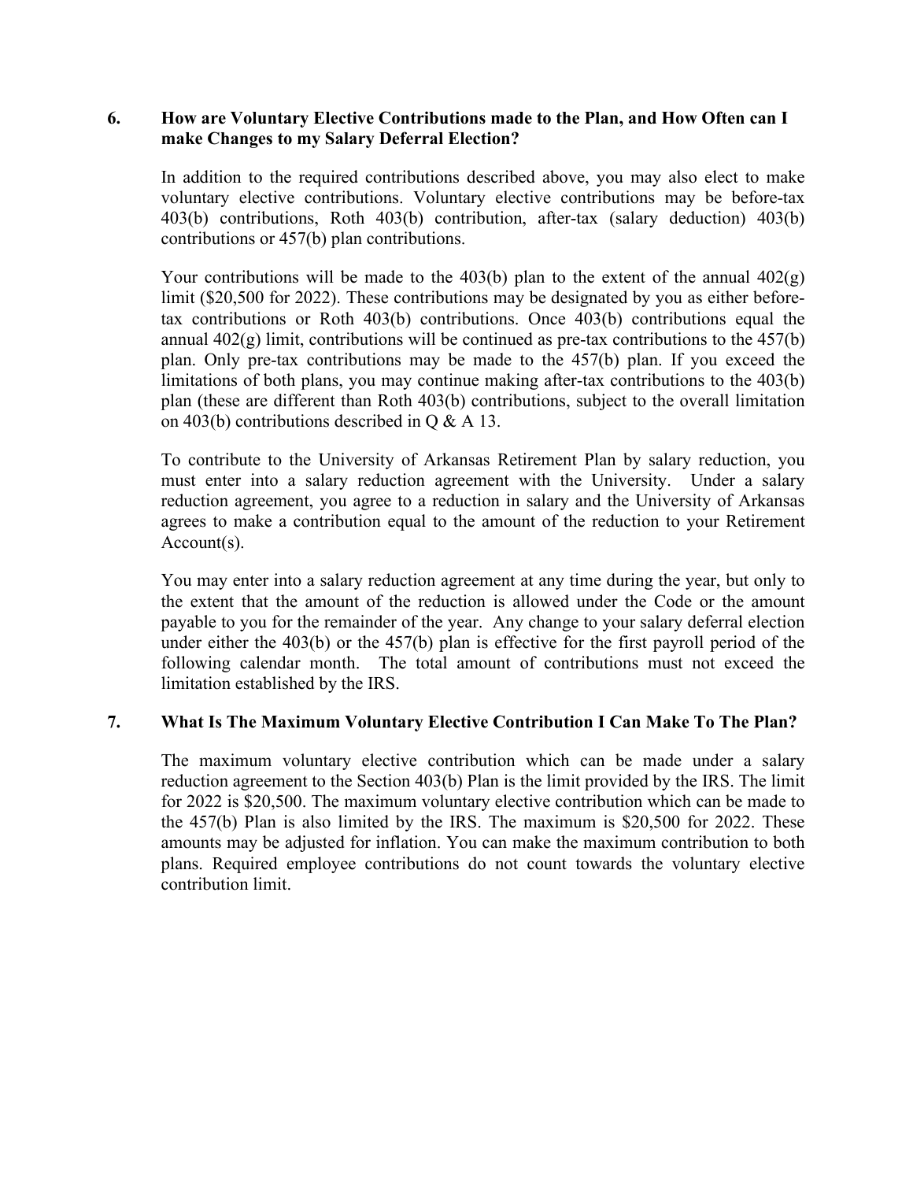## 6. How are Voluntary Elective Contributions made to the Plan, and How Often can I make Changes to my Salary Deferral Election?

In addition to the required contributions described above, you may also elect to make voluntary elective contributions. Voluntary elective contributions may be before-tax 403(b) contributions, Roth 403(b) contribution, after-tax (salary deduction) 403(b) contributions or 457(b) plan contributions.

Your contributions will be made to the 403(b) plan to the extent of the annual 402(g) limit ($20,500 for 2022). These contributions may be designated by you as either before-tax contributions or Roth 403(b) contributions. Once 403(b) contributions equal the annual 402(g) limit, contributions will be continued as pre-tax contributions to the 457(b) plan. Only pre-tax contributions may be made to the 457(b) plan. If you exceed the limitations of both plans, you may continue making after-tax contributions to the 403(b) plan (these are different than Roth 403(b) contributions, subject to the overall limitation on 403(b) contributions described in Q & A 13.

To contribute to the University of Arkansas Retirement Plan by salary reduction, you must enter into a salary reduction agreement with the University. Under a salary reduction agreement, you agree to a reduction in salary and the University of Arkansas agrees to make a contribution equal to the amount of the reduction to your Retirement Account(s).

You may enter into a salary reduction agreement at any time during the year, but only to the extent that the amount of the reduction is allowed under the Code or the amount payable to you for the remainder of the year. Any change to your salary deferral election under either the 403(b) or the 457(b) plan is effective for the first payroll period of the following calendar month. The total amount of contributions must not exceed the limitation established by the IRS.

## 7. What Is The Maximum Voluntary Elective Contribution I Can Make To The Plan?

The maximum voluntary elective contribution which can be made under a salary reduction agreement to the Section 403(b) Plan is the limit provided by the IRS. The limit for 2022 is $20,500. The maximum voluntary elective contribution which can be made to the 457(b) Plan is also limited by the IRS. The maximum is $20,500 for 2022. These amounts may be adjusted for inflation. You can make the maximum contribution to both plans. Required employee contributions do not count towards the voluntary elective contribution limit.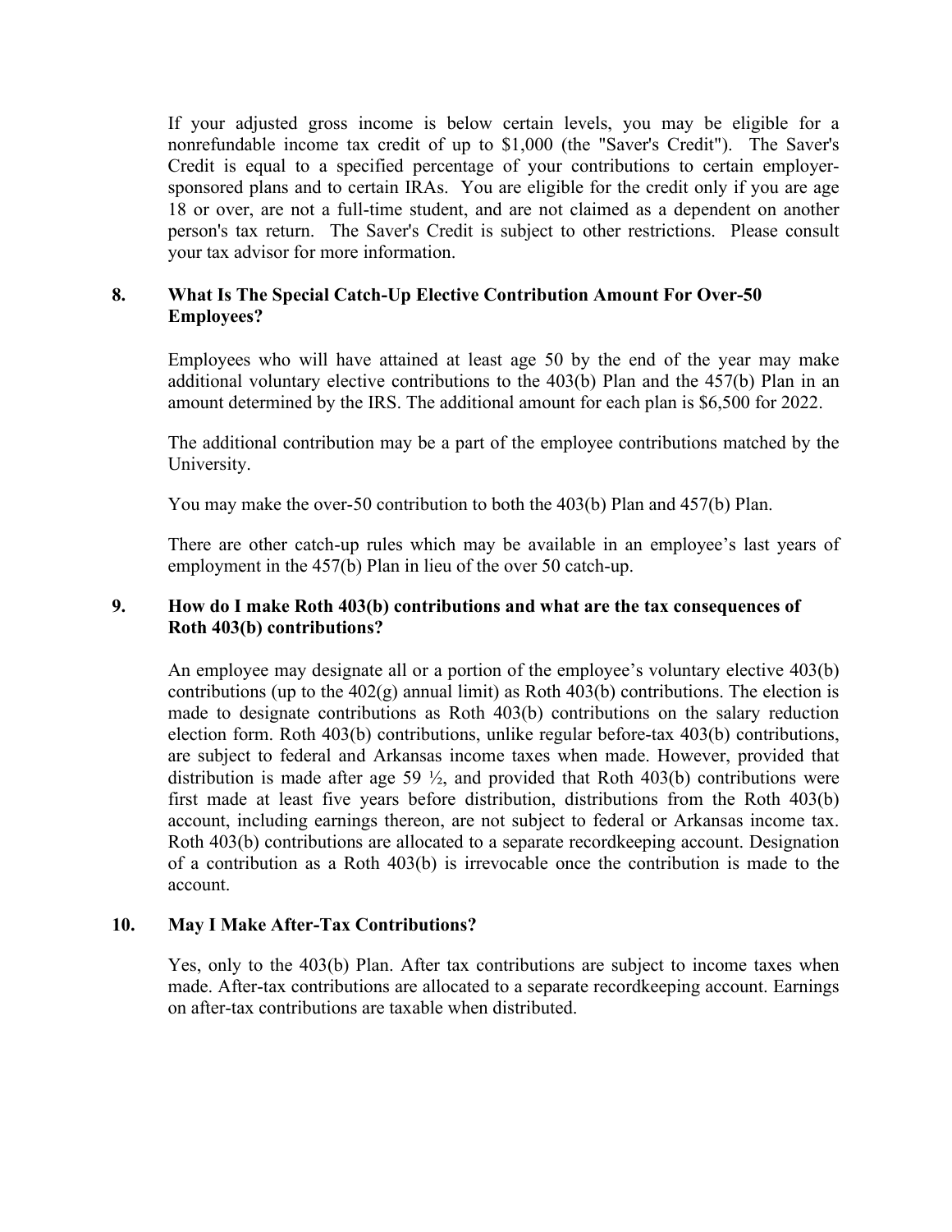If your adjusted gross income is below certain levels, you may be eligible for a nonrefundable income tax credit of up to $1,000 (the "Saver's Credit"). The Saver's Credit is equal to a specified percentage of your contributions to certain employer-sponsored plans and to certain IRAs. You are eligible for the credit only if you are age 18 or over, are not a full-time student, and are not claimed as a dependent on another person's tax return. The Saver's Credit is subject to other restrictions. Please consult your tax advisor for more information.

## 8. What Is The Special Catch-Up Elective Contribution Amount For Over-50 Employees?

Employees who will have attained at least age 50 by the end of the year may make additional voluntary elective contributions to the 403(b) Plan and the 457(b) Plan in an amount determined by the IRS. The additional amount for each plan is $6,500 for 2022.

The additional contribution may be a part of the employee contributions matched by the University.

You may make the over-50 contribution to both the 403(b) Plan and 457(b) Plan.

There are other catch-up rules which may be available in an employee's last years of employment in the 457(b) Plan in lieu of the over 50 catch-up.

## 9. How do I make Roth 403(b) contributions and what are the tax consequences of Roth 403(b) contributions?

An employee may designate all or a portion of the employee's voluntary elective 403(b) contributions (up to the 402(g) annual limit) as Roth 403(b) contributions. The election is made to designate contributions as Roth 403(b) contributions on the salary reduction election form. Roth 403(b) contributions, unlike regular before-tax 403(b) contributions, are subject to federal and Arkansas income taxes when made. However, provided that distribution is made after age 59 ½, and provided that Roth 403(b) contributions were first made at least five years before distribution, distributions from the Roth 403(b) account, including earnings thereon, are not subject to federal or Arkansas income tax. Roth 403(b) contributions are allocated to a separate recordkeeping account. Designation of a contribution as a Roth 403(b) is irrevocable once the contribution is made to the account.

## 10. May I Make After-Tax Contributions?

Yes, only to the 403(b) Plan. After tax contributions are subject to income taxes when made. After-tax contributions are allocated to a separate recordkeeping account. Earnings on after-tax contributions are taxable when distributed.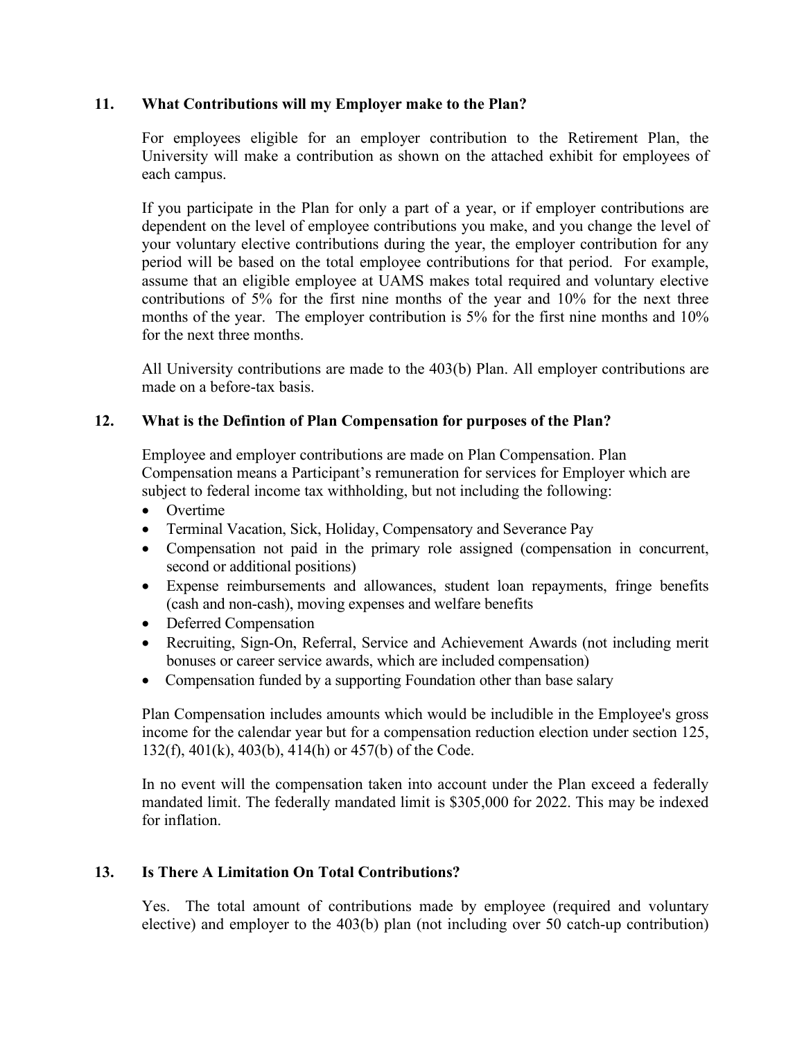## 11. What Contributions will my Employer make to the Plan?

For employees eligible for an employer contribution to the Retirement Plan, the University will make a contribution as shown on the attached exhibit for employees of each campus.

If you participate in the Plan for only a part of a year, or if employer contributions are dependent on the level of employee contributions you make, and you change the level of your voluntary elective contributions during the year, the employer contribution for any period will be based on the total employee contributions for that period. For example, assume that an eligible employee at UAMS makes total required and voluntary elective contributions of 5% for the first nine months of the year and 10% for the next three months of the year. The employer contribution is 5% for the first nine months and 10% for the next three months.

All University contributions are made to the 403(b) Plan. All employer contributions are made on a before-tax basis.

## 12. What is the Defintion of Plan Compensation for purposes of the Plan?

Employee and employer contributions are made on Plan Compensation. Plan Compensation means a Participant's remuneration for services for Employer which are subject to federal income tax withholding, but not including the following:

- Overtime
- Terminal Vacation, Sick, Holiday, Compensatory and Severance Pay
- Compensation not paid in the primary role assigned (compensation in concurrent, second or additional positions)
- Expense reimbursements and allowances, student loan repayments, fringe benefits (cash and non-cash), moving expenses and welfare benefits
- Deferred Compensation
- Recruiting, Sign-On, Referral, Service and Achievement Awards (not including merit bonuses or career service awards, which are included compensation)
- Compensation funded by a supporting Foundation other than base salary

Plan Compensation includes amounts which would be includible in the Employee's gross income for the calendar year but for a compensation reduction election under section 125, 132(f), 401(k), 403(b), 414(h) or 457(b) of the Code.

In no event will the compensation taken into account under the Plan exceed a federally mandated limit. The federally mandated limit is $305,000 for 2022. This may be indexed for inflation.

## 13. Is There A Limitation On Total Contributions?

Yes. The total amount of contributions made by employee (required and voluntary elective) and employer to the 403(b) plan (not including over 50 catch-up contribution)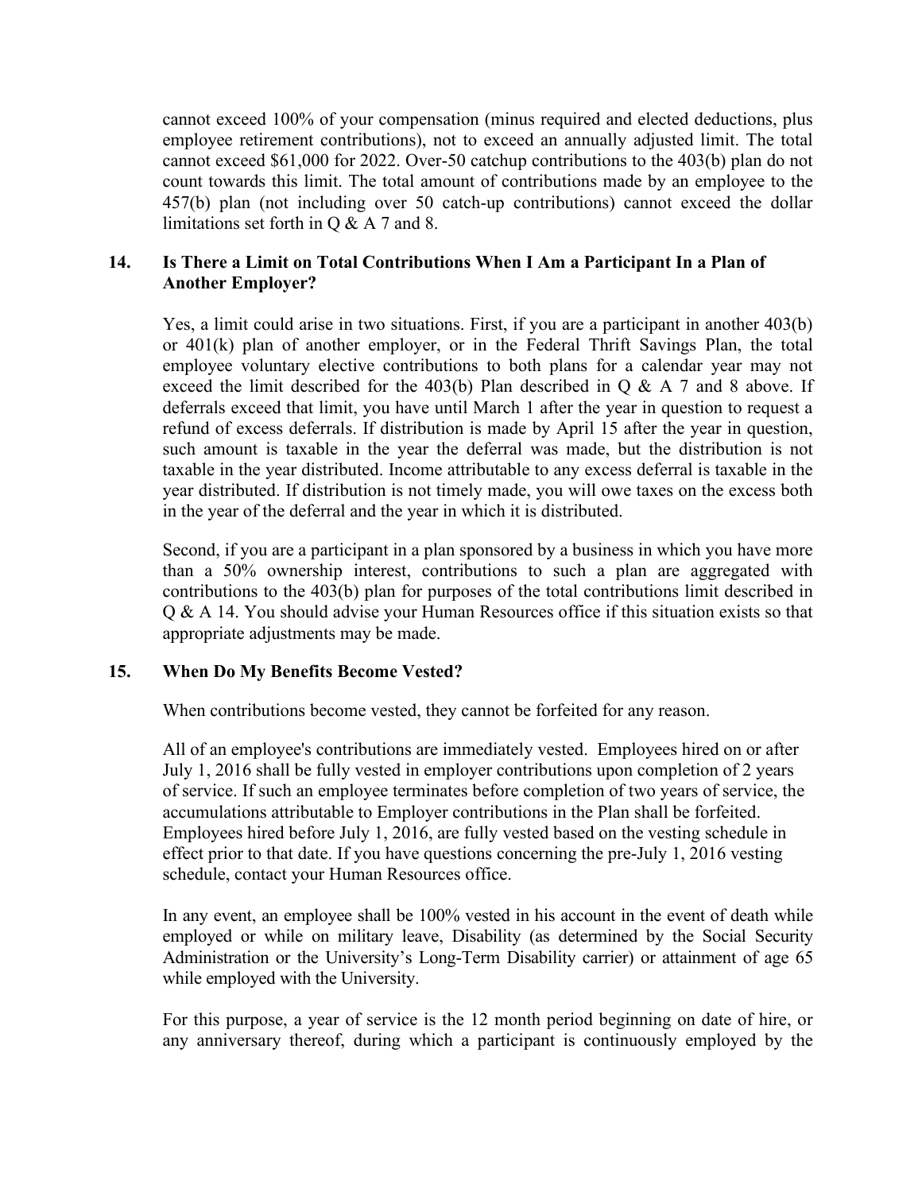cannot exceed 100% of your compensation (minus required and elected deductions, plus employee retirement contributions), not to exceed an annually adjusted limit. The total cannot exceed $61,000 for 2022. Over-50 catchup contributions to the 403(b) plan do not count towards this limit. The total amount of contributions made by an employee to the 457(b) plan (not including over 50 catch-up contributions) cannot exceed the dollar limitations set forth in Q & A 7 and 8.

### 14. Is There a Limit on Total Contributions When I Am a Participant In a Plan of Another Employer?

Yes, a limit could arise in two situations. First, if you are a participant in another 403(b) or 401(k) plan of another employer, or in the Federal Thrift Savings Plan, the total employee voluntary elective contributions to both plans for a calendar year may not exceed the limit described for the 403(b) Plan described in Q & A 7 and 8 above. If deferrals exceed that limit, you have until March 1 after the year in question to request a refund of excess deferrals. If distribution is made by April 15 after the year in question, such amount is taxable in the year the deferral was made, but the distribution is not taxable in the year distributed. Income attributable to any excess deferral is taxable in the year distributed. If distribution is not timely made, you will owe taxes on the excess both in the year of the deferral and the year in which it is distributed.

Second, if you are a participant in a plan sponsored by a business in which you have more than a 50% ownership interest, contributions to such a plan are aggregated with contributions to the 403(b) plan for purposes of the total contributions limit described in Q & A 14. You should advise your Human Resources office if this situation exists so that appropriate adjustments may be made.

### 15. When Do My Benefits Become Vested?

When contributions become vested, they cannot be forfeited for any reason.

All of an employee's contributions are immediately vested. Employees hired on or after July 1, 2016 shall be fully vested in employer contributions upon completion of 2 years of service. If such an employee terminates before completion of two years of service, the accumulations attributable to Employer contributions in the Plan shall be forfeited. Employees hired before July 1, 2016, are fully vested based on the vesting schedule in effect prior to that date. If you have questions concerning the pre-July 1, 2016 vesting schedule, contact your Human Resources office.

In any event, an employee shall be 100% vested in his account in the event of death while employed or while on military leave, Disability (as determined by the Social Security Administration or the University's Long-Term Disability carrier) or attainment of age 65 while employed with the University.

For this purpose, a year of service is the 12 month period beginning on date of hire, or any anniversary thereof, during which a participant is continuously employed by the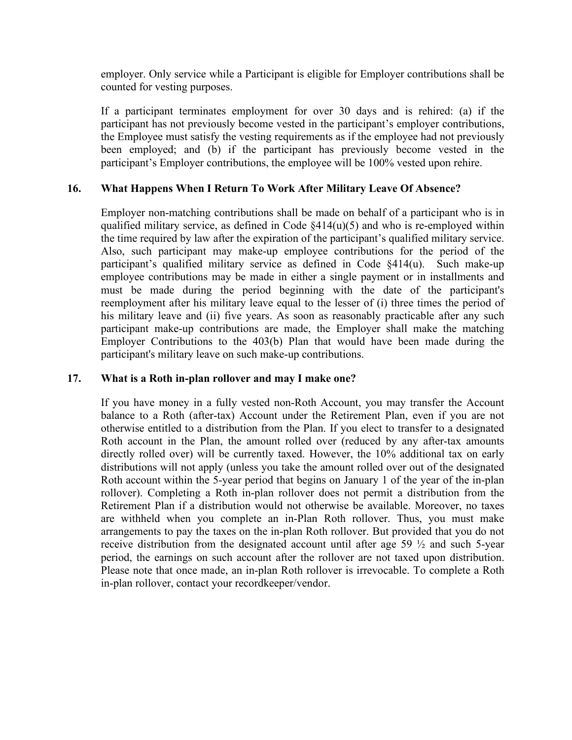employer. Only service while a Participant is eligible for Employer contributions shall be counted for vesting purposes.

If a participant terminates employment for over 30 days and is rehired: (a) if the participant has not previously become vested in the participant's employer contributions, the Employee must satisfy the vesting requirements as if the employee had not previously been employed; and (b) if the participant has previously become vested in the participant's Employer contributions, the employee will be 100% vested upon rehire.

### 16. What Happens When I Return To Work After Military Leave Of Absence?

Employer non-matching contributions shall be made on behalf of a participant who is in qualified military service, as defined in Code §414(u)(5) and who is re-employed within the time required by law after the expiration of the participant's qualified military service. Also, such participant may make-up employee contributions for the period of the participant's qualified military service as defined in Code §414(u). Such make-up employee contributions may be made in either a single payment or in installments and must be made during the period beginning with the date of the participant's reemployment after his military leave equal to the lesser of (i) three times the period of his military leave and (ii) five years. As soon as reasonably practicable after any such participant make-up contributions are made, the Employer shall make the matching Employer Contributions to the 403(b) Plan that would have been made during the participant's military leave on such make-up contributions.

### 17. What is a Roth in-plan rollover and may I make one?

If you have money in a fully vested non-Roth Account, you may transfer the Account balance to a Roth (after-tax) Account under the Retirement Plan, even if you are not otherwise entitled to a distribution from the Plan. If you elect to transfer to a designated Roth account in the Plan, the amount rolled over (reduced by any after-tax amounts directly rolled over) will be currently taxed. However, the 10% additional tax on early distributions will not apply (unless you take the amount rolled over out of the designated Roth account within the 5-year period that begins on January 1 of the year of the in-plan rollover). Completing a Roth in-plan rollover does not permit a distribution from the Retirement Plan if a distribution would not otherwise be available. Moreover, no taxes are withheld when you complete an in-Plan Roth rollover. Thus, you must make arrangements to pay the taxes on the in-plan Roth rollover. But provided that you do not receive distribution from the designated account until after age 59 ½ and such 5-year period, the earnings on such account after the rollover are not taxed upon distribution. Please note that once made, an in-plan Roth rollover is irrevocable. To complete a Roth in-plan rollover, contact your recordkeeper/vendor.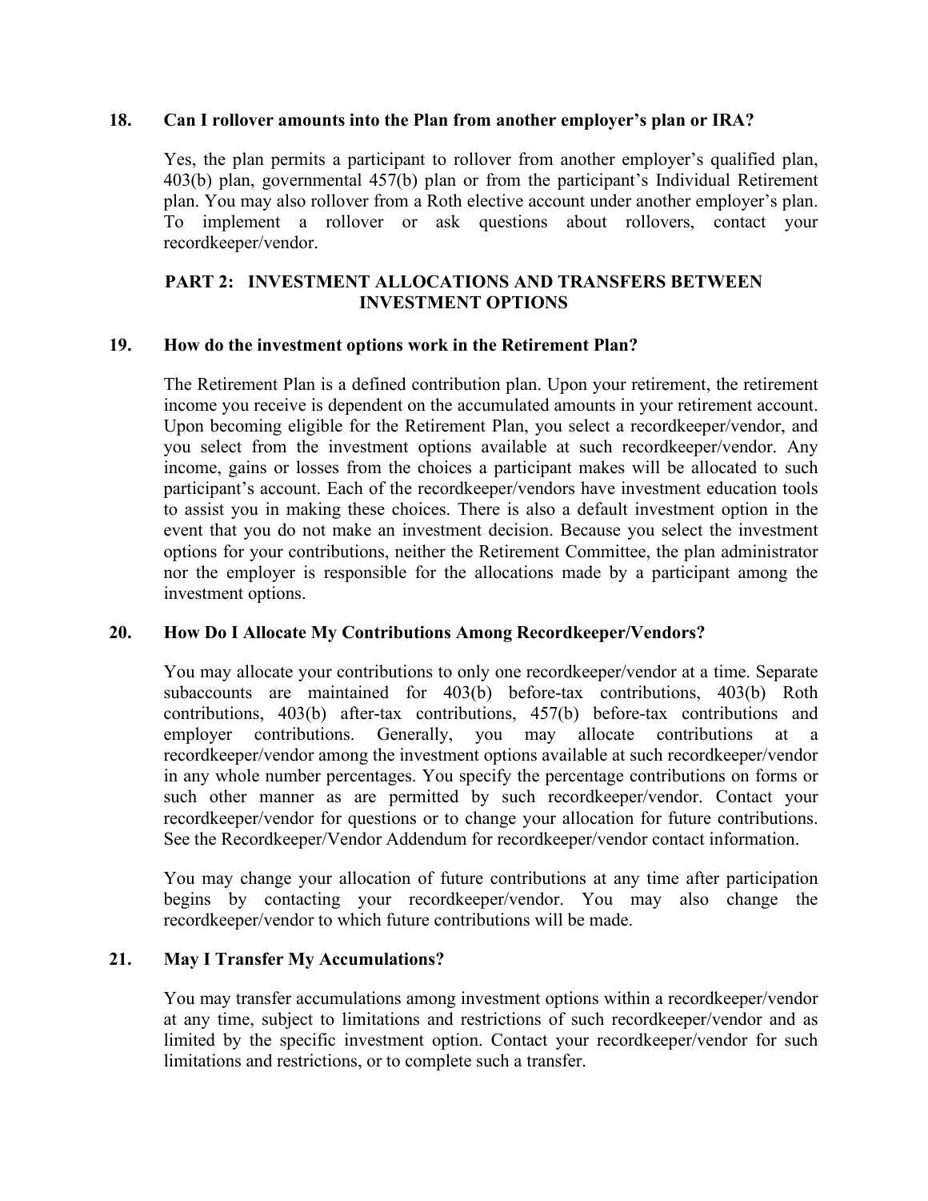**18. Can I rollover amounts into the Plan from another employer's plan or IRA?**

Yes, the plan permits a participant to rollover from another employer's qualified plan, 403(b) plan, governmental 457(b) plan or from the participant's Individual Retirement plan. You may also rollover from a Roth elective account under another employer's plan. To implement a rollover or ask questions about rollovers, contact your recordkeeper/vendor.

## PART 2: INVESTMENT ALLOCATIONS AND TRANSFERS BETWEEN INVESTMENT OPTIONS

**19. How do the investment options work in the Retirement Plan?**

The Retirement Plan is a defined contribution plan. Upon your retirement, the retirement income you receive is dependent on the accumulated amounts in your retirement account. Upon becoming eligible for the Retirement Plan, you select a recordkeeper/vendor, and you select from the investment options available at such recordkeeper/vendor. Any income, gains or losses from the choices a participant makes will be allocated to such participant's account. Each of the recordkeeper/vendors have investment education tools to assist you in making these choices. There is also a default investment option in the event that you do not make an investment decision. Because you select the investment options for your contributions, neither the Retirement Committee, the plan administrator nor the employer is responsible for the allocations made by a participant among the investment options.

**20. How Do I Allocate My Contributions Among Recordkeeper/Vendors?**

You may allocate your contributions to only one recordkeeper/vendor at a time. Separate subaccounts are maintained for 403(b) before-tax contributions, 403(b) Roth contributions, 403(b) after-tax contributions, 457(b) before-tax contributions and employer contributions. Generally, you may allocate contributions at a recordkeeper/vendor among the investment options available at such recordkeeper/vendor in any whole number percentages. You specify the percentage contributions on forms or such other manner as are permitted by such recordkeeper/vendor. Contact your recordkeeper/vendor for questions or to change your allocation for future contributions. See the Recordkeeper/Vendor Addendum for recordkeeper/vendor contact information.

You may change your allocation of future contributions at any time after participation begins by contacting your recordkeeper/vendor. You may also change the recordkeeper/vendor to which future contributions will be made.

**21. May I Transfer My Accumulations?**

You may transfer accumulations among investment options within a recordkeeper/vendor at any time, subject to limitations and restrictions of such recordkeeper/vendor and as limited by the specific investment option. Contact your recordkeeper/vendor for such limitations and restrictions, or to complete such a transfer.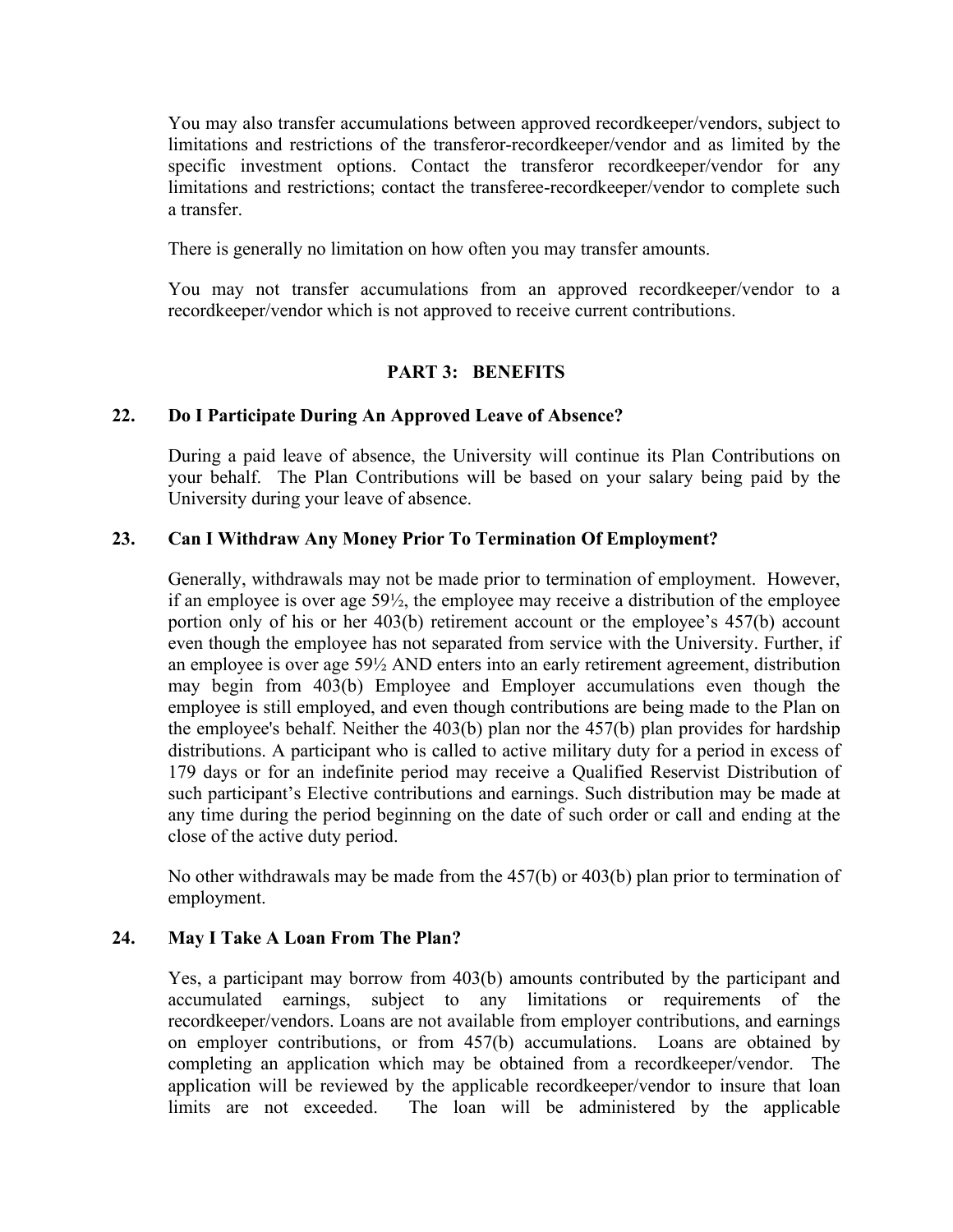You may also transfer accumulations between approved recordkeeper/vendors, subject to limitations and restrictions of the transferor-recordkeeper/vendor and as limited by the specific investment options. Contact the transferor recordkeeper/vendor for any limitations and restrictions; contact the transferee-recordkeeper/vendor to complete such a transfer.

There is generally no limitation on how often you may transfer amounts.

You may not transfer accumulations from an approved recordkeeper/vendor to a recordkeeper/vendor which is not approved to receive current contributions.

## PART 3: BENEFITS

### 22. Do I Participate During An Approved Leave of Absence?

During a paid leave of absence, the University will continue its Plan Contributions on your behalf. The Plan Contributions will be based on your salary being paid by the University during your leave of absence.

### 23. Can I Withdraw Any Money Prior To Termination Of Employment?

Generally, withdrawals may not be made prior to termination of employment. However, if an employee is over age 59½, the employee may receive a distribution of the employee portion only of his or her 403(b) retirement account or the employee's 457(b) account even though the employee has not separated from service with the University. Further, if an employee is over age 59½ AND enters into an early retirement agreement, distribution may begin from 403(b) Employee and Employer accumulations even though the employee is still employed, and even though contributions are being made to the Plan on the employee's behalf. Neither the 403(b) plan nor the 457(b) plan provides for hardship distributions. A participant who is called to active military duty for a period in excess of 179 days or for an indefinite period may receive a Qualified Reservist Distribution of such participant's Elective contributions and earnings. Such distribution may be made at any time during the period beginning on the date of such order or call and ending at the close of the active duty period.

No other withdrawals may be made from the 457(b) or 403(b) plan prior to termination of employment.

### 24. May I Take A Loan From The Plan?

Yes, a participant may borrow from 403(b) amounts contributed by the participant and accumulated earnings, subject to any limitations or requirements of the recordkeeper/vendors. Loans are not available from employer contributions, and earnings on employer contributions, or from 457(b) accumulations. Loans are obtained by completing an application which may be obtained from a recordkeeper/vendor. The application will be reviewed by the applicable recordkeeper/vendor to insure that loan limits are not exceeded. The loan will be administered by the applicable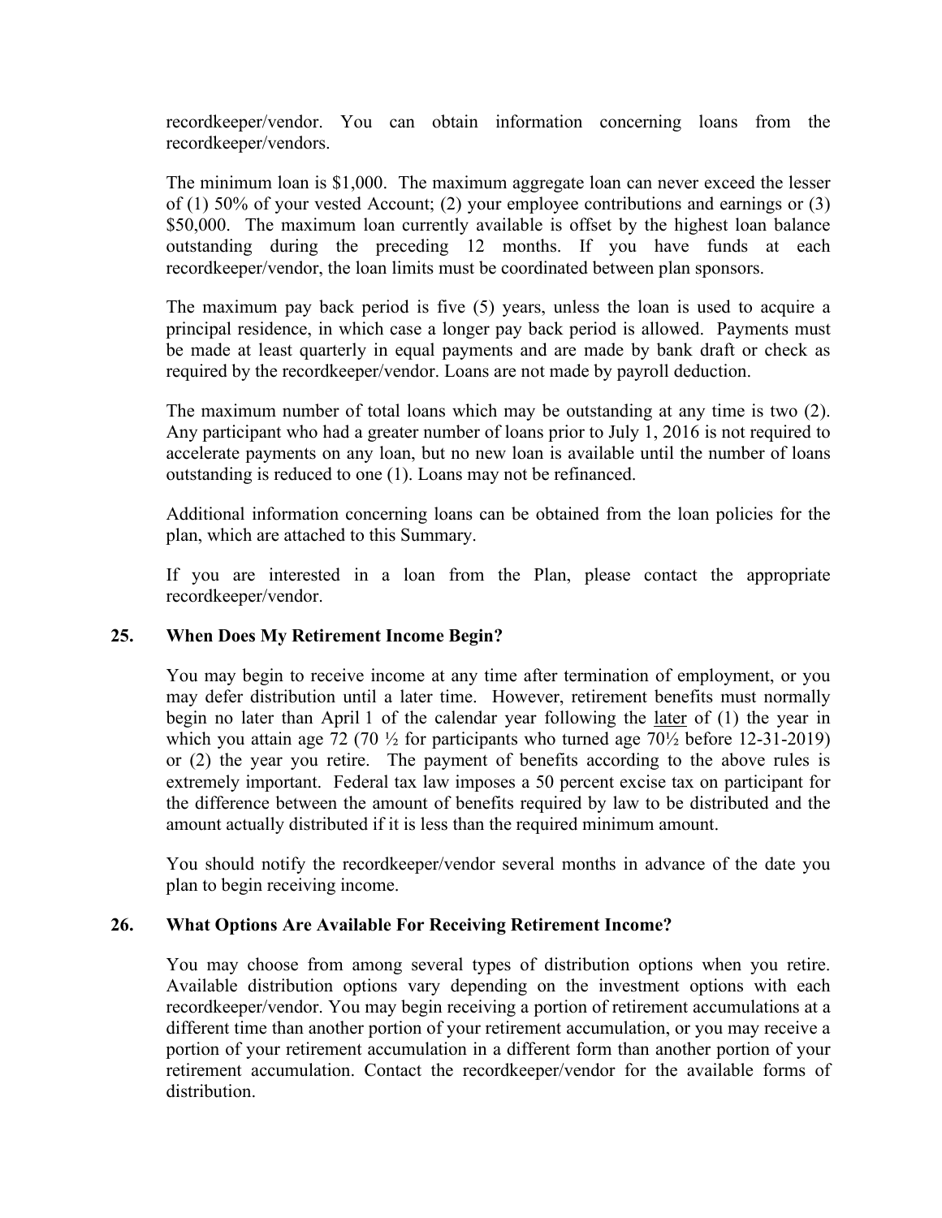recordkeeper/vendor. You can obtain information concerning loans from the recordkeeper/vendors.

The minimum loan is $1,000. The maximum aggregate loan can never exceed the lesser of (1) 50% of your vested Account; (2) your employee contributions and earnings or (3) $50,000. The maximum loan currently available is offset by the highest loan balance outstanding during the preceding 12 months. If you have funds at each recordkeeper/vendor, the loan limits must be coordinated between plan sponsors.

The maximum pay back period is five (5) years, unless the loan is used to acquire a principal residence, in which case a longer pay back period is allowed. Payments must be made at least quarterly in equal payments and are made by bank draft or check as required by the recordkeeper/vendor. Loans are not made by payroll deduction.

The maximum number of total loans which may be outstanding at any time is two (2). Any participant who had a greater number of loans prior to July 1, 2016 is not required to accelerate payments on any loan, but no new loan is available until the number of loans outstanding is reduced to one (1). Loans may not be refinanced.

Additional information concerning loans can be obtained from the loan policies for the plan, which are attached to this Summary.

If you are interested in a loan from the Plan, please contact the appropriate recordkeeper/vendor.

## 25. When Does My Retirement Income Begin?

You may begin to receive income at any time after termination of employment, or you may defer distribution until a later time. However, retirement benefits must normally begin no later than April 1 of the calendar year following the later of (1) the year in which you attain age 72 (70 ½ for participants who turned age 70½ before 12-31-2019) or (2) the year you retire. The payment of benefits according to the above rules is extremely important. Federal tax law imposes a 50 percent excise tax on participant for the difference between the amount of benefits required by law to be distributed and the amount actually distributed if it is less than the required minimum amount.

You should notify the recordkeeper/vendor several months in advance of the date you plan to begin receiving income.

## 26. What Options Are Available For Receiving Retirement Income?

You may choose from among several types of distribution options when you retire. Available distribution options vary depending on the investment options with each recordkeeper/vendor. You may begin receiving a portion of retirement accumulations at a different time than another portion of your retirement accumulation, or you may receive a portion of your retirement accumulation in a different form than another portion of your retirement accumulation. Contact the recordkeeper/vendor for the available forms of distribution.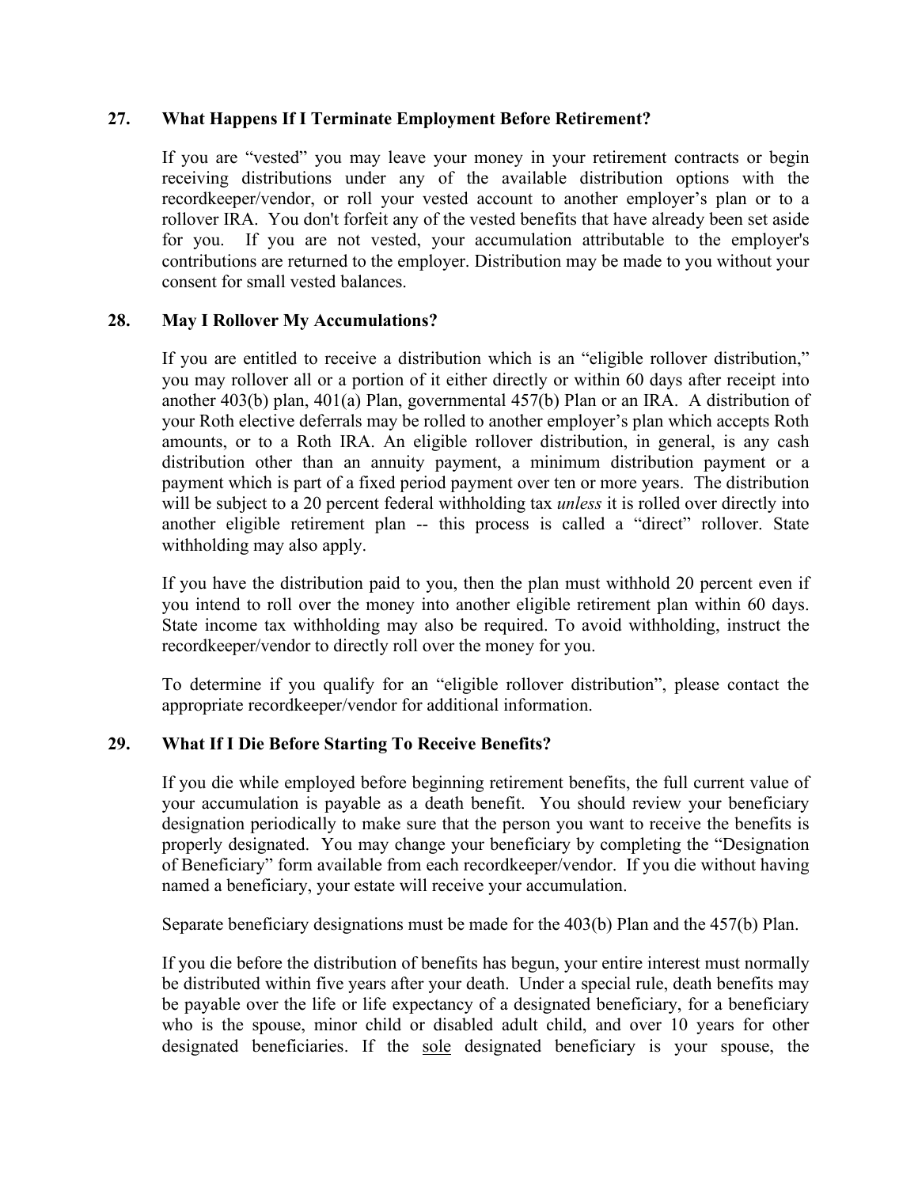## 27. What Happens If I Terminate Employment Before Retirement?

If you are “vested” you may leave your money in your retirement contracts or begin receiving distributions under any of the available distribution options with the recordkeeper/vendor, or roll your vested account to another employer’s plan or to a rollover IRA. You don't forfeit any of the vested benefits that have already been set aside for you. If you are not vested, your accumulation attributable to the employer's contributions are returned to the employer. Distribution may be made to you without your consent for small vested balances.

## 28. May I Rollover My Accumulations?

If you are entitled to receive a distribution which is an “eligible rollover distribution,” you may rollover all or a portion of it either directly or within 60 days after receipt into another 403(b) plan, 401(a) Plan, governmental 457(b) Plan or an IRA. A distribution of your Roth elective deferrals may be rolled to another employer’s plan which accepts Roth amounts, or to a Roth IRA. An eligible rollover distribution, in general, is any cash distribution other than an annuity payment, a minimum distribution payment or a payment which is part of a fixed period payment over ten or more years. The distribution will be subject to a 20 percent federal withholding tax *unless* it is rolled over directly into another eligible retirement plan -- this process is called a “direct” rollover. State withholding may also apply.

If you have the distribution paid to you, then the plan must withhold 20 percent even if you intend to roll over the money into another eligible retirement plan within 60 days. State income tax withholding may also be required. To avoid withholding, instruct the recordkeeper/vendor to directly roll over the money for you.

To determine if you qualify for an “eligible rollover distribution”, please contact the appropriate recordkeeper/vendor for additional information.

## 29. What If I Die Before Starting To Receive Benefits?

If you die while employed before beginning retirement benefits, the full current value of your accumulation is payable as a death benefit. You should review your beneficiary designation periodically to make sure that the person you want to receive the benefits is properly designated. You may change your beneficiary by completing the “Designation of Beneficiary” form available from each recordkeeper/vendor. If you die without having named a beneficiary, your estate will receive your accumulation.

Separate beneficiary designations must be made for the 403(b) Plan and the 457(b) Plan.

If you die before the distribution of benefits has begun, your entire interest must normally be distributed within five years after your death. Under a special rule, death benefits may be payable over the life or life expectancy of a designated beneficiary, for a beneficiary who is the spouse, minor child or disabled adult child, and over 10 years for other designated beneficiaries. If the <u>sole</u> designated beneficiary is your spouse, the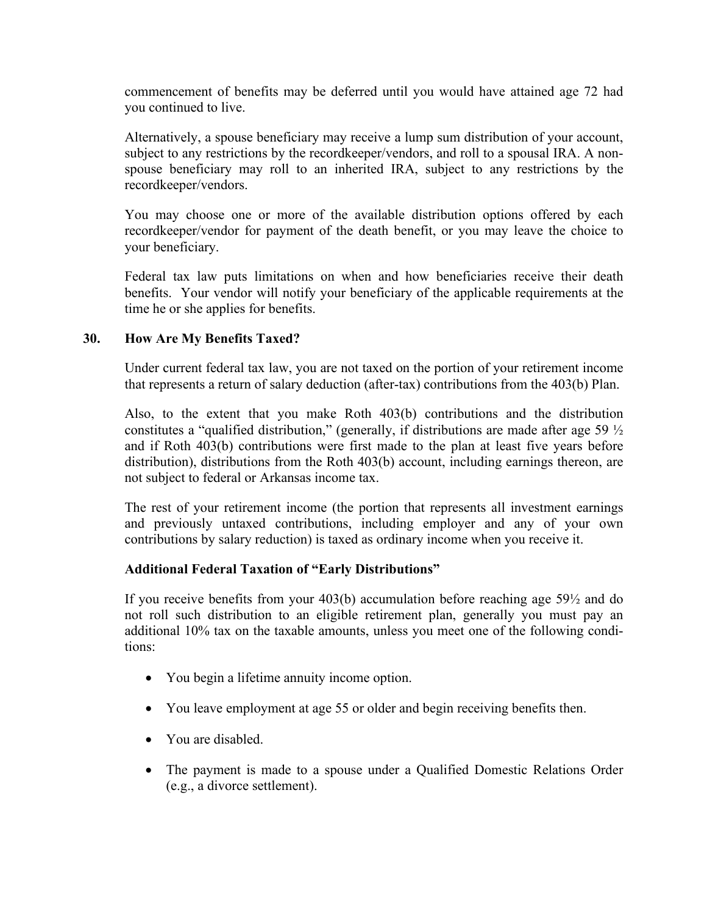commencement of benefits may be deferred until you would have attained age 72 had you continued to live.

Alternatively, a spouse beneficiary may receive a lump sum distribution of your account, subject to any restrictions by the recordkeeper/vendors, and roll to a spousal IRA. A non-spouse beneficiary may roll to an inherited IRA, subject to any restrictions by the recordkeeper/vendors.

You may choose one or more of the available distribution options offered by each recordkeeper/vendor for payment of the death benefit, or you may leave the choice to your beneficiary.

Federal tax law puts limitations on when and how beneficiaries receive their death benefits. Your vendor will notify your beneficiary of the applicable requirements at the time he or she applies for benefits.

### 30. How Are My Benefits Taxed?

Under current federal tax law, you are not taxed on the portion of your retirement income that represents a return of salary deduction (after-tax) contributions from the 403(b) Plan.

Also, to the extent that you make Roth 403(b) contributions and the distribution constitutes a "qualified distribution," (generally, if distributions are made after age 59 ½ and if Roth 403(b) contributions were first made to the plan at least five years before distribution), distributions from the Roth 403(b) account, including earnings thereon, are not subject to federal or Arkansas income tax.

The rest of your retirement income (the portion that represents all investment earnings and previously untaxed contributions, including employer and any of your own contributions by salary reduction) is taxed as ordinary income when you receive it.

**Additional Federal Taxation of "Early Distributions"**

If you receive benefits from your 403(b) accumulation before reaching age 59½ and do not roll such distribution to an eligible retirement plan, generally you must pay an additional 10% tax on the taxable amounts, unless you meet one of the following conditions:

- You begin a lifetime annuity income option.
- You leave employment at age 55 or older and begin receiving benefits then.
- You are disabled.
- The payment is made to a spouse under a Qualified Domestic Relations Order (e.g., a divorce settlement).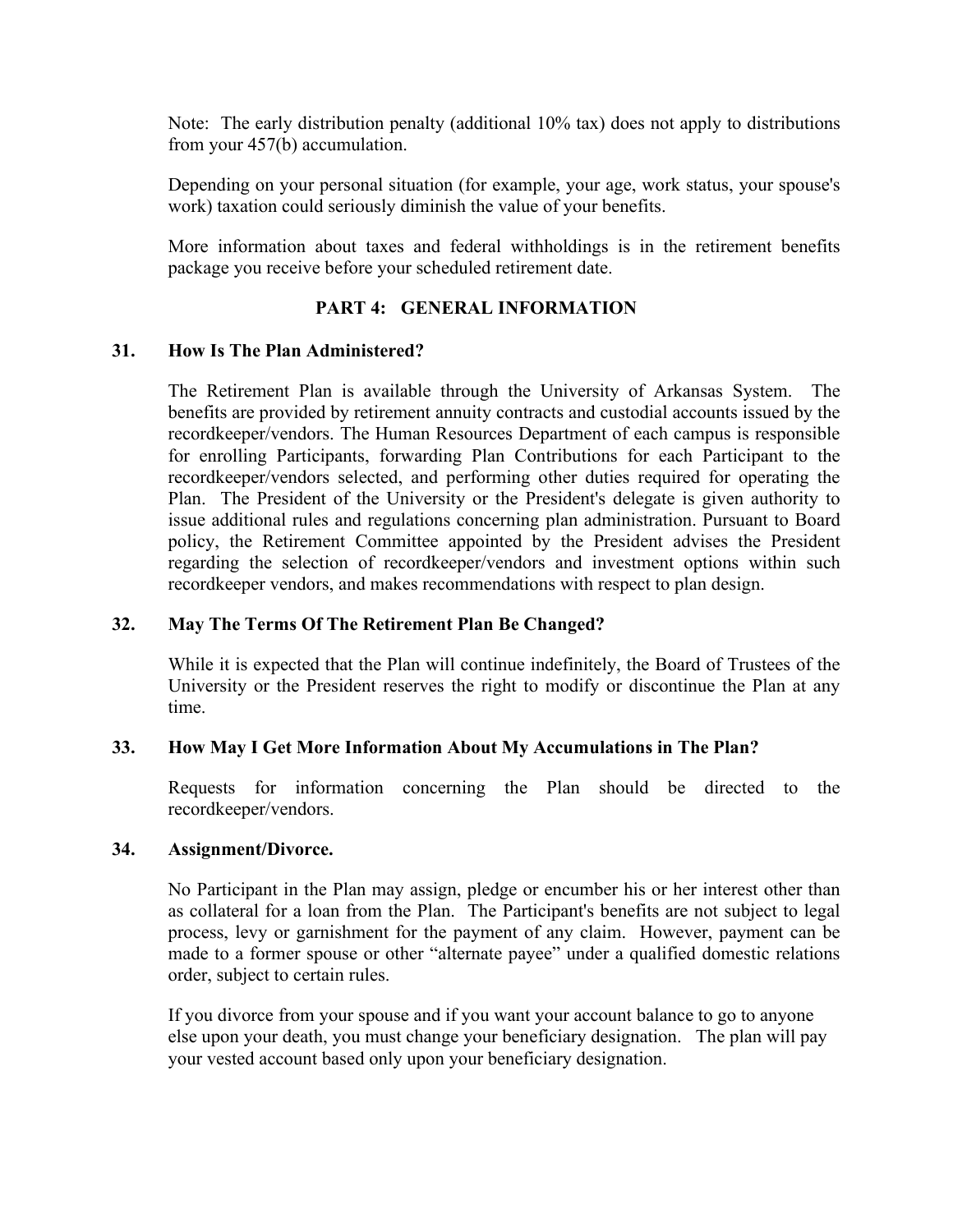Note: The early distribution penalty (additional 10% tax) does not apply to distributions from your 457(b) accumulation.

Depending on your personal situation (for example, your age, work status, your spouse's work) taxation could seriously diminish the value of your benefits.

More information about taxes and federal withholdings is in the retirement benefits package you receive before your scheduled retirement date.

## PART 4: GENERAL INFORMATION

### 31. How Is The Plan Administered?

The Retirement Plan is available through the University of Arkansas System. The benefits are provided by retirement annuity contracts and custodial accounts issued by the recordkeeper/vendors. The Human Resources Department of each campus is responsible for enrolling Participants, forwarding Plan Contributions for each Participant to the recordkeeper/vendors selected, and performing other duties required for operating the Plan. The President of the University or the President's delegate is given authority to issue additional rules and regulations concerning plan administration. Pursuant to Board policy, the Retirement Committee appointed by the President advises the President regarding the selection of recordkeeper/vendors and investment options within such recordkeeper vendors, and makes recommendations with respect to plan design.

### 32. May The Terms Of The Retirement Plan Be Changed?

While it is expected that the Plan will continue indefinitely, the Board of Trustees of the University or the President reserves the right to modify or discontinue the Plan at any time.

### 33. How May I Get More Information About My Accumulations in The Plan?

Requests for information concerning the Plan should be directed to the recordkeeper/vendors.

### 34. Assignment/Divorce.

No Participant in the Plan may assign, pledge or encumber his or her interest other than as collateral for a loan from the Plan. The Participant's benefits are not subject to legal process, levy or garnishment for the payment of any claim. However, payment can be made to a former spouse or other "alternate payee" under a qualified domestic relations order, subject to certain rules.

If you divorce from your spouse and if you want your account balance to go to anyone else upon your death, you must change your beneficiary designation. The plan will pay your vested account based only upon your beneficiary designation.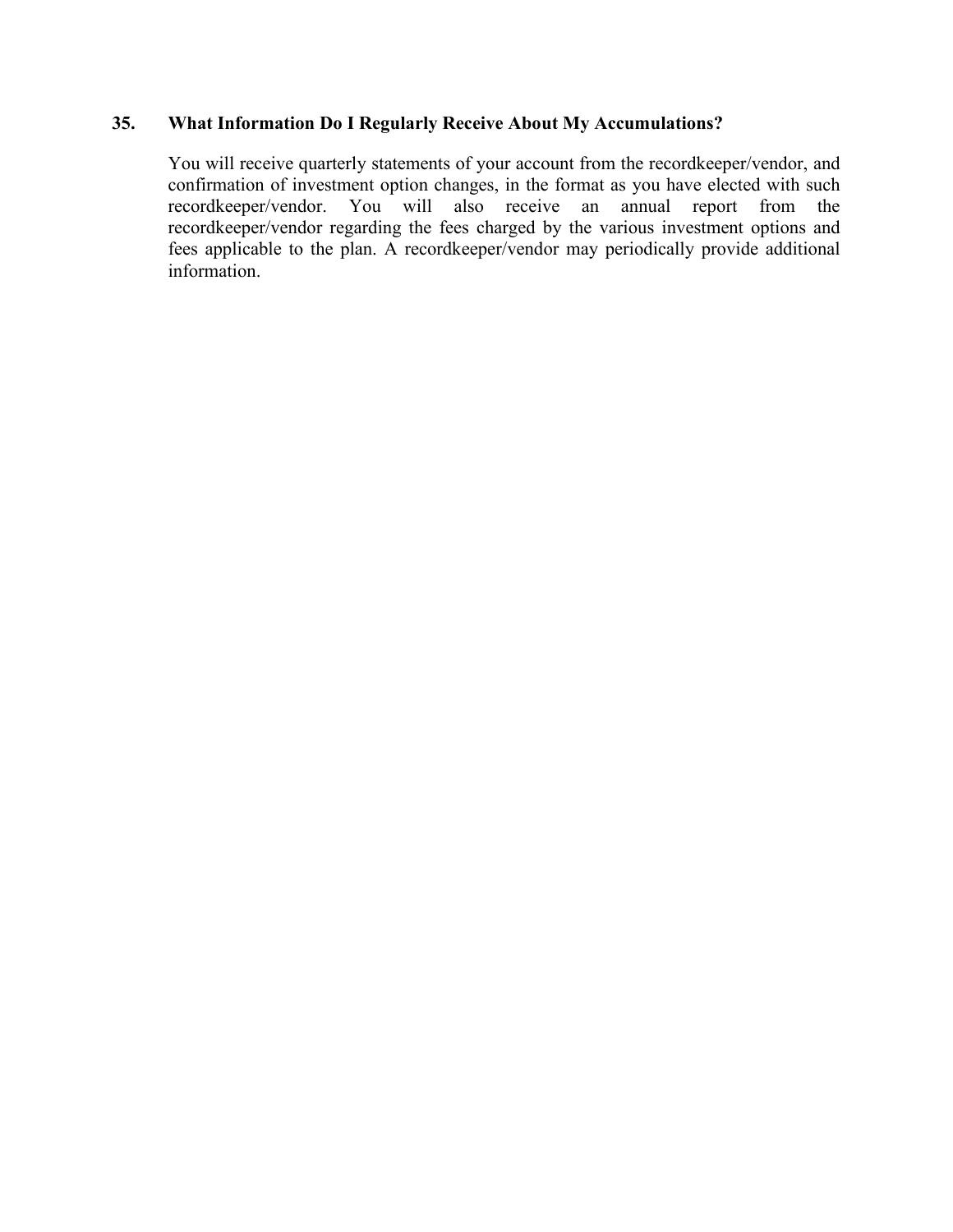### 35. What Information Do I Regularly Receive About My Accumulations?

You will receive quarterly statements of your account from the recordkeeper/vendor, and confirmation of investment option changes, in the format as you have elected with such recordkeeper/vendor. You will also receive an annual report from the recordkeeper/vendor regarding the fees charged by the various investment options and fees applicable to the plan. A recordkeeper/vendor may periodically provide additional information.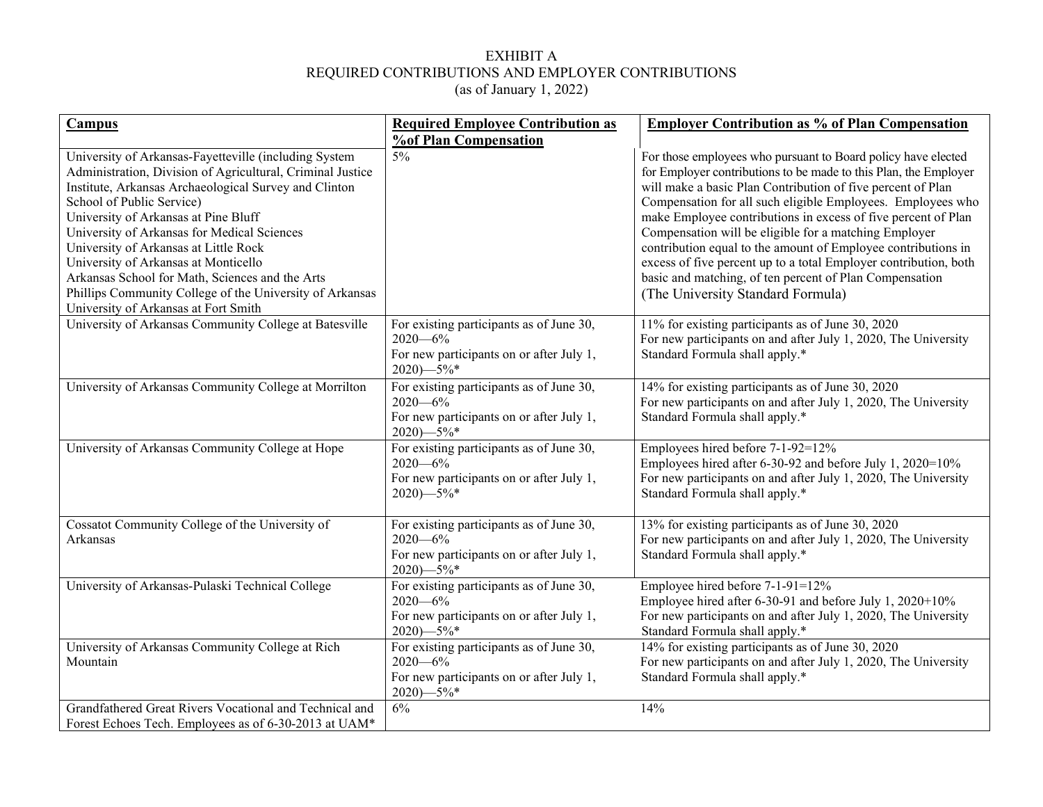# EXHIBIT A
## REQUIRED CONTRIBUTIONS AND EMPLOYER CONTRIBUTIONS
(as of January 1, 2022)

| **Campus** | **Required Employee Contribution as %of Plan Compensation** | **Employer Contribution as % of Plan Compensation** |
|---|---|---|
| University of Arkansas-Fayetteville (including System Administration, Division of Agricultural, Criminal Justice Institute, Arkansas Archaeological Survey and Clinton School of Public Service)<br>University of Arkansas at Pine Bluff<br>University of Arkansas for Medical Sciences<br>University of Arkansas at Little Rock<br>University of Arkansas at Monticello<br>Arkansas School for Math, Sciences and the Arts<br>Phillips Community College of the University of Arkansas<br>University of Arkansas at Fort Smith | 5% | For those employees who pursuant to Board policy have elected for Employer contributions to be made to this Plan, the Employer will make a basic Plan Contribution of five percent of Plan Compensation for all such eligible Employees. Employees who make Employee contributions in excess of five percent of Plan Compensation will be eligible for a matching Employer contribution equal to the amount of Employee contributions in excess of five percent up to a total Employer contribution, both basic and matching, of ten percent of Plan Compensation (The University Standard Formula) |
| University of Arkansas Community College at Batesville | For existing participants as of June 30, 2020—6%<br>For new participants on or after July 1, 2020)—5%* | 11% for existing participants as of June 30, 2020<br>For new participants on and after July 1, 2020, The University Standard Formula shall apply.* |
| University of Arkansas Community College at Morrilton | For existing participants as of June 30, 2020—6%<br>For new participants on or after July 1, 2020)—5%* | 14% for existing participants as of June 30, 2020<br>For new participants on and after July 1, 2020, The University Standard Formula shall apply.* |
| University of Arkansas Community College at Hope | For existing participants as of June 30, 2020—6%<br>For new participants on or after July 1, 2020)—5%* | Employees hired before 7-1-92=12%<br>Employees hired after 6-30-92 and before July 1, 2020=10%<br>For new participants on and after July 1, 2020, The University Standard Formula shall apply.* |
| Cossatot Community College of the University of Arkansas | For existing participants as of June 30, 2020—6%<br>For new participants on or after July 1, 2020)—5%* | 13% for existing participants as of June 30, 2020<br>For new participants on and after July 1, 2020, The University Standard Formula shall apply.* |
| University of Arkansas-Pulaski Technical College | For existing participants as of June 30, 2020—6%<br>For new participants on or after July 1, 2020)—5%* | Employee hired before 7-1-91=12%<br>Employee hired after 6-30-91 and before July 1, 2020+10%<br>For new participants on and after July 1, 2020, The University Standard Formula shall apply.* |
| University of Arkansas Community College at Rich Mountain | For existing participants as of June 30, 2020—6%<br>For new participants on or after July 1, 2020)—5%* | 14% for existing participants as of June 30, 2020<br>For new participants on and after July 1, 2020, The University Standard Formula shall apply.* |
| Grandfathered Great Rivers Vocational and Technical and Forest Echoes Tech. Employees as of 6-30-2013 at UAM* | 6% | 14% |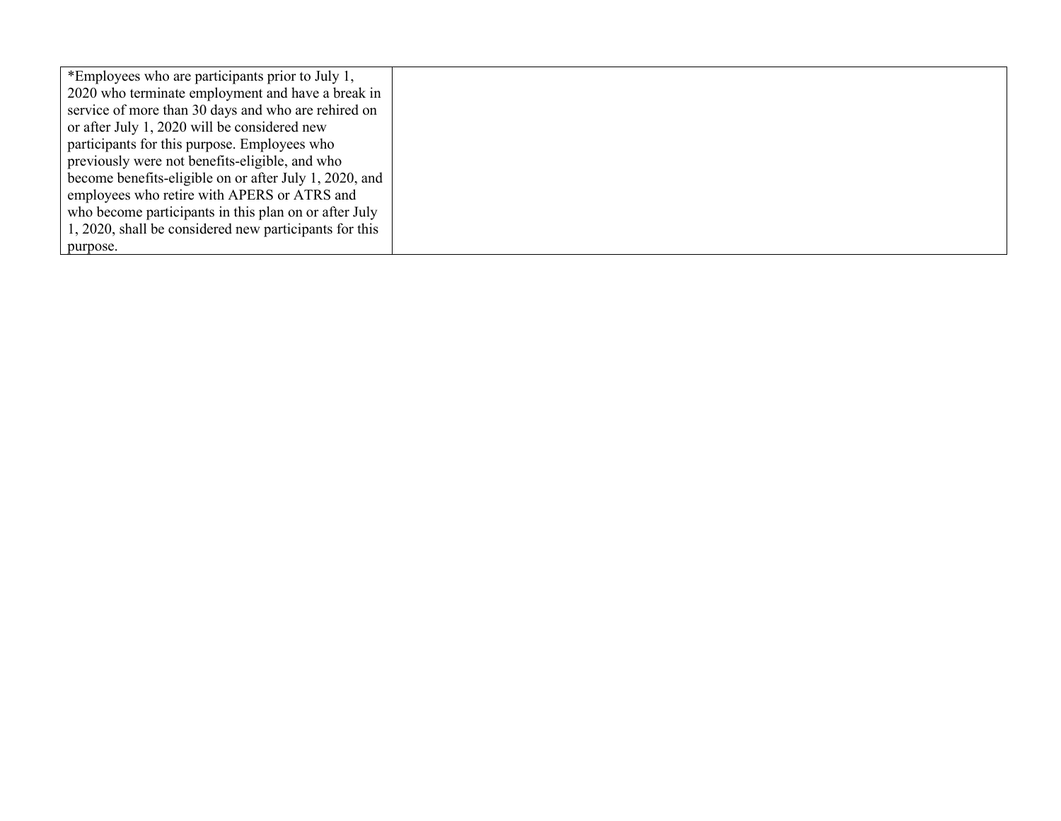| | |
|---|---|
| *Employees who are participants prior to July 1, 2020 who terminate employment and have a break in service of more than 30 days and who are rehired on or after July 1, 2020 will be considered new participants for this purpose. Employees who previously were not benefits-eligible, and who become benefits-eligible on or after July 1, 2020, and employees who retire with APERS or ATRS and who become participants in this plan on or after July 1, 2020, shall be considered new participants for this purpose. | |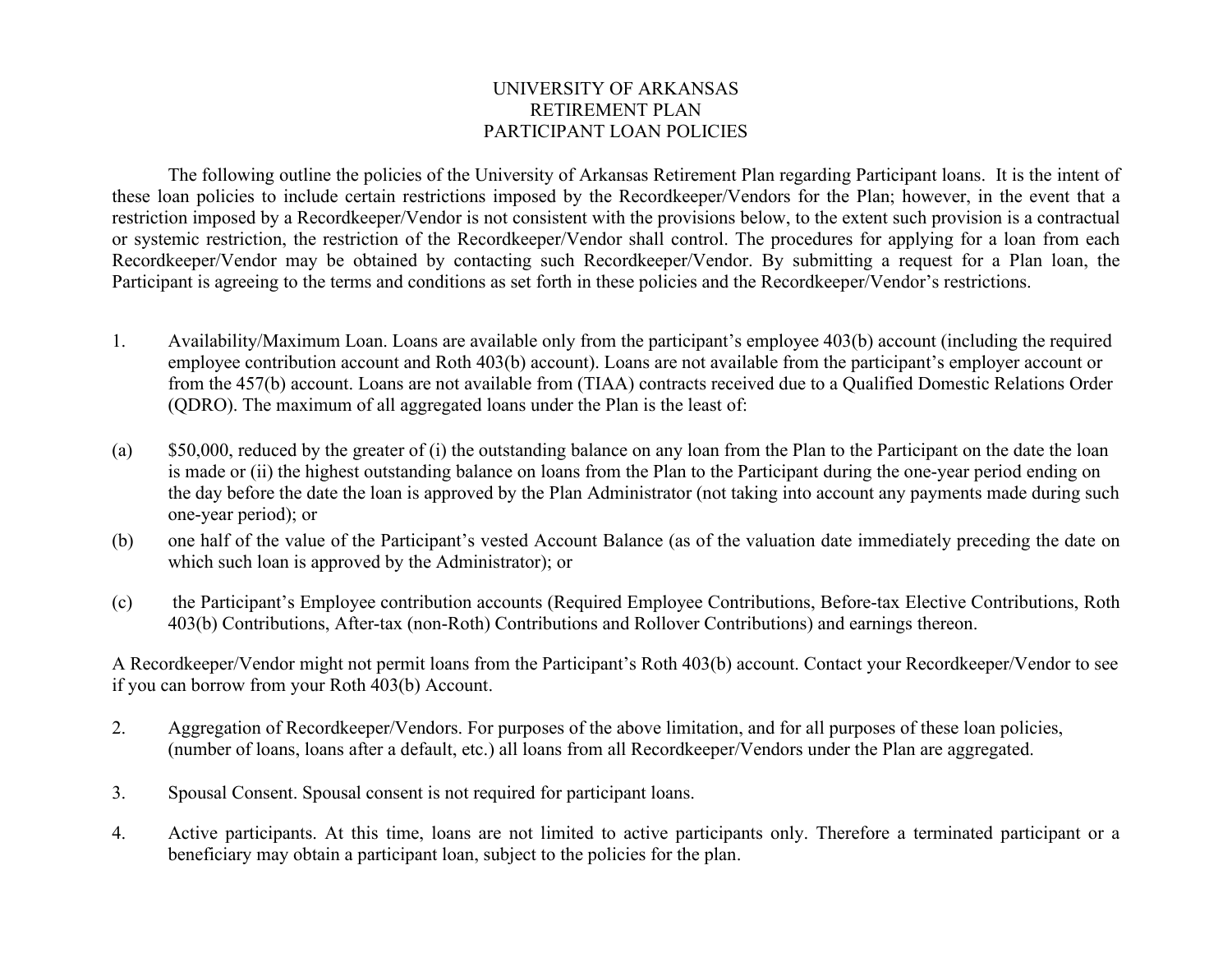# UNIVERSITY OF ARKANSAS
# RETIREMENT PLAN
# PARTICIPANT LOAN POLICIES

The following outline the policies of the University of Arkansas Retirement Plan regarding Participant loans. It is the intent of these loan policies to include certain restrictions imposed by the Recordkeeper/Vendors for the Plan; however, in the event that a restriction imposed by a Recordkeeper/Vendor is not consistent with the provisions below, to the extent such provision is a contractual or systemic restriction, the restriction of the Recordkeeper/Vendor shall control. The procedures for applying for a loan from each Recordkeeper/Vendor may be obtained by contacting such Recordkeeper/Vendor. By submitting a request for a Plan loan, the Participant is agreeing to the terms and conditions as set forth in these policies and the Recordkeeper/Vendor's restrictions.

1. Availability/Maximum Loan. Loans are available only from the participant's employee 403(b) account (including the required employee contribution account and Roth 403(b) account). Loans are not available from the participant's employer account or from the 457(b) account. Loans are not available from (TIAA) contracts received due to a Qualified Domestic Relations Order (QDRO). The maximum of all aggregated loans under the Plan is the least of:

(a) $50,000, reduced by the greater of (i) the outstanding balance on any loan from the Plan to the Participant on the date the loan is made or (ii) the highest outstanding balance on loans from the Plan to the Participant during the one-year period ending on the day before the date the loan is approved by the Plan Administrator (not taking into account any payments made during such one-year period); or

(b) one half of the value of the Participant's vested Account Balance (as of the valuation date immediately preceding the date on which such loan is approved by the Administrator); or

(c) the Participant's Employee contribution accounts (Required Employee Contributions, Before-tax Elective Contributions, Roth 403(b) Contributions, After-tax (non-Roth) Contributions and Rollover Contributions) and earnings thereon.

A Recordkeeper/Vendor might not permit loans from the Participant's Roth 403(b) account. Contact your Recordkeeper/Vendor to see if you can borrow from your Roth 403(b) Account.

2. Aggregation of Recordkeeper/Vendors. For purposes of the above limitation, and for all purposes of these loan policies, (number of loans, loans after a default, etc.) all loans from all Recordkeeper/Vendors under the Plan are aggregated.

3. Spousal Consent. Spousal consent is not required for participant loans.

4. Active participants. At this time, loans are not limited to active participants only. Therefore a terminated participant or a beneficiary may obtain a participant loan, subject to the policies for the plan.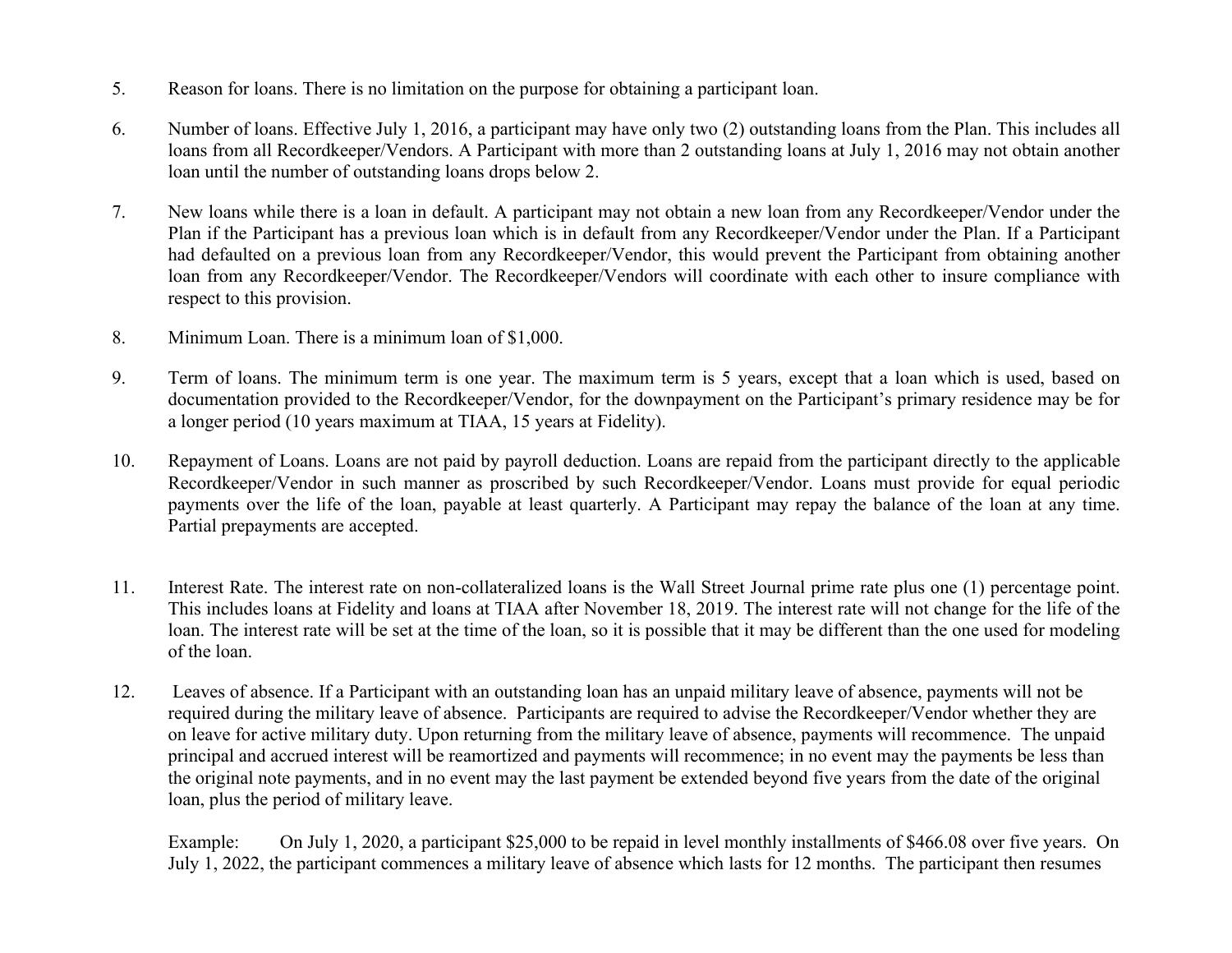5. Reason for loans. There is no limitation on the purpose for obtaining a participant loan.

6. Number of loans. Effective July 1, 2016, a participant may have only two (2) outstanding loans from the Plan. This includes all loans from all Recordkeeper/Vendors. A Participant with more than 2 outstanding loans at July 1, 2016 may not obtain another loan until the number of outstanding loans drops below 2.

7. New loans while there is a loan in default. A participant may not obtain a new loan from any Recordkeeper/Vendor under the Plan if the Participant has a previous loan which is in default from any Recordkeeper/Vendor under the Plan. If a Participant had defaulted on a previous loan from any Recordkeeper/Vendor, this would prevent the Participant from obtaining another loan from any Recordkeeper/Vendor. The Recordkeeper/Vendors will coordinate with each other to insure compliance with respect to this provision.

8. Minimum Loan. There is a minimum loan of $1,000.

9. Term of loans. The minimum term is one year. The maximum term is 5 years, except that a loan which is used, based on documentation provided to the Recordkeeper/Vendor, for the downpayment on the Participant's primary residence may be for a longer period (10 years maximum at TIAA, 15 years at Fidelity).

10. Repayment of Loans. Loans are not paid by payroll deduction. Loans are repaid from the participant directly to the applicable Recordkeeper/Vendor in such manner as proscribed by such Recordkeeper/Vendor. Loans must provide for equal periodic payments over the life of the loan, payable at least quarterly. A Participant may repay the balance of the loan at any time. Partial prepayments are accepted.

11. Interest Rate. The interest rate on non-collateralized loans is the Wall Street Journal prime rate plus one (1) percentage point. This includes loans at Fidelity and loans at TIAA after November 18, 2019. The interest rate will not change for the life of the loan. The interest rate will be set at the time of the loan, so it is possible that it may be different than the one used for modeling of the loan.

12. Leaves of absence. If a Participant with an outstanding loan has an unpaid military leave of absence, payments will not be required during the military leave of absence. Participants are required to advise the Recordkeeper/Vendor whether they are on leave for active military duty. Upon returning from the military leave of absence, payments will recommence. The unpaid principal and accrued interest will be reamortized and payments will recommence; in no event may the payments be less than the original note payments, and in no event may the last payment be extended beyond five years from the date of the original loan, plus the period of military leave.

    Example: On July 1, 2020, a participant $25,000 to be repaid in level monthly installments of $466.08 over five years. On July 1, 2022, the participant commences a military leave of absence which lasts for 12 months. The participant then resumes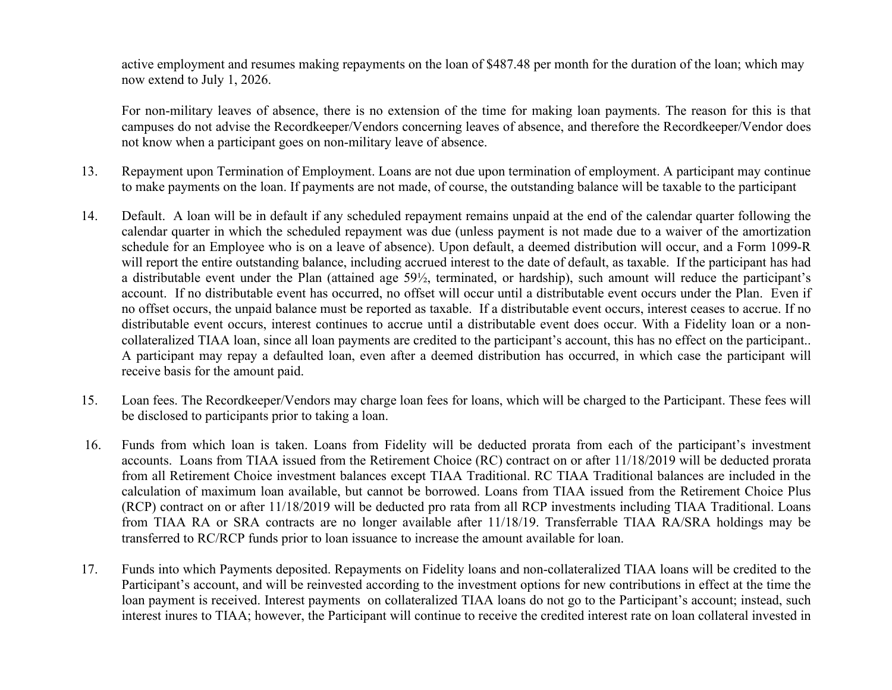active employment and resumes making repayments on the loan of $487.48 per month for the duration of the loan; which may now extend to July 1, 2026.

For non-military leaves of absence, there is no extension of the time for making loan payments. The reason for this is that campuses do not advise the Recordkeeper/Vendors concerning leaves of absence, and therefore the Recordkeeper/Vendor does not know when a participant goes on non-military leave of absence.

13. Repayment upon Termination of Employment. Loans are not due upon termination of employment. A participant may continue to make payments on the loan. If payments are not made, of course, the outstanding balance will be taxable to the participant

14. Default. A loan will be in default if any scheduled repayment remains unpaid at the end of the calendar quarter following the calendar quarter in which the scheduled repayment was due (unless payment is not made due to a waiver of the amortization schedule for an Employee who is on a leave of absence). Upon default, a deemed distribution will occur, and a Form 1099-R will report the entire outstanding balance, including accrued interest to the date of default, as taxable. If the participant has had a distributable event under the Plan (attained age 59½, terminated, or hardship), such amount will reduce the participant's account. If no distributable event has occurred, no offset will occur until a distributable event occurs under the Plan. Even if no offset occurs, the unpaid balance must be reported as taxable. If a distributable event occurs, interest ceases to accrue. If no distributable event occurs, interest continues to accrue until a distributable event does occur. With a Fidelity loan or a non-collateralized TIAA loan, since all loan payments are credited to the participant's account, this has no effect on the participant.. A participant may repay a defaulted loan, even after a deemed distribution has occurred, in which case the participant will receive basis for the amount paid.

15. Loan fees. The Recordkeeper/Vendors may charge loan fees for loans, which will be charged to the Participant. These fees will be disclosed to participants prior to taking a loan.

16. Funds from which loan is taken. Loans from Fidelity will be deducted prorata from each of the participant's investment accounts. Loans from TIAA issued from the Retirement Choice (RC) contract on or after 11/18/2019 will be deducted prorata from all Retirement Choice investment balances except TIAA Traditional. RC TIAA Traditional balances are included in the calculation of maximum loan available, but cannot be borrowed. Loans from TIAA issued from the Retirement Choice Plus (RCP) contract on or after 11/18/2019 will be deducted pro rata from all RCP investments including TIAA Traditional. Loans from TIAA RA or SRA contracts are no longer available after 11/18/19. Transferrable TIAA RA/SRA holdings may be transferred to RC/RCP funds prior to loan issuance to increase the amount available for loan.

17. Funds into which Payments deposited. Repayments on Fidelity loans and non-collateralized TIAA loans will be credited to the Participant's account, and will be reinvested according to the investment options for new contributions in effect at the time the loan payment is received. Interest payments on collateralized TIAA loans do not go to the Participant's account; instead, such interest inures to TIAA; however, the Participant will continue to receive the credited interest rate on loan collateral invested in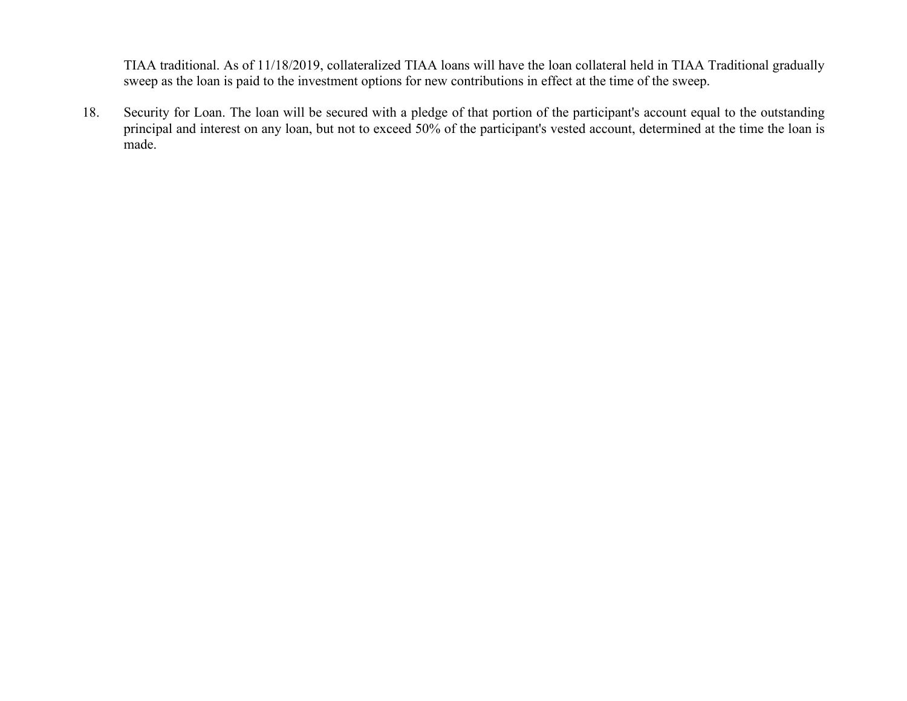TIAA traditional. As of 11/18/2019, collateralized TIAA loans will have the loan collateral held in TIAA Traditional gradually sweep as the loan is paid to the investment options for new contributions in effect at the time of the sweep.

18. Security for Loan. The loan will be secured with a pledge of that portion of the participant's account equal to the outstanding principal and interest on any loan, but not to exceed 50% of the participant's vested account, determined at the time the loan is made.